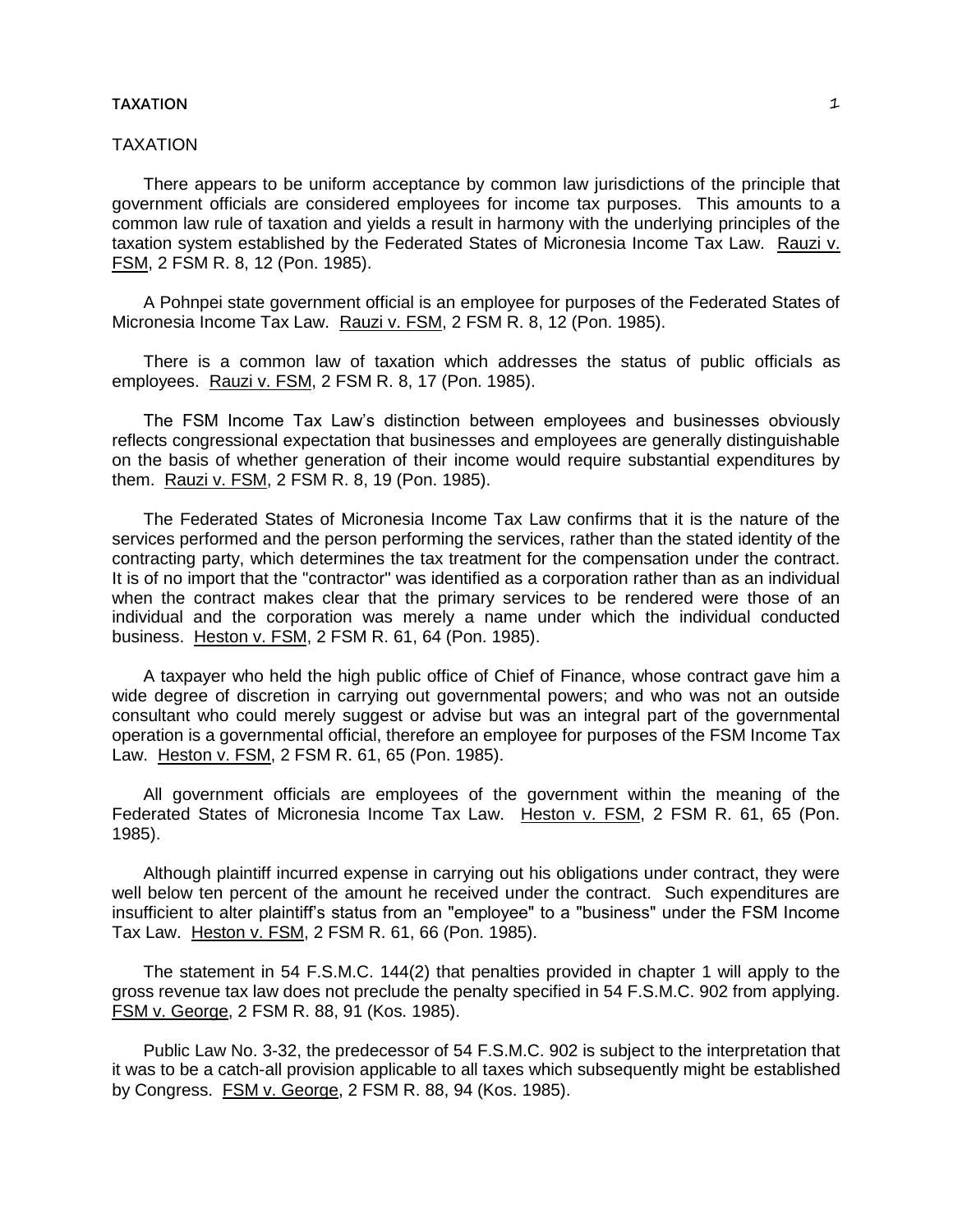# TAXATION

There appears to be uniform acceptance by common law jurisdictions of the principle that government officials are considered employees for income tax purposes. This amounts to a common law rule of taxation and yields a result in harmony with the underlying principles of the taxation system established by the Federated States of Micronesia Income Tax Law. Rauzi v. FSM, 2 FSM R. 8, 12 (Pon. 1985).

A Pohnpei state government official is an employee for purposes of the Federated States of Micronesia Income Tax Law. Rauzi v. FSM, 2 FSM R. 8, 12 (Pon. 1985).

There is a common law of taxation which addresses the status of public officials as employees. Rauzi v. FSM, 2 FSM R. 8, 17 (Pon. 1985).

The FSM Income Tax Law's distinction between employees and businesses obviously reflects congressional expectation that businesses and employees are generally distinguishable on the basis of whether generation of their income would require substantial expenditures by them. Rauzi v. FSM, 2 FSM R. 8, 19 (Pon. 1985).

The Federated States of Micronesia Income Tax Law confirms that it is the nature of the services performed and the person performing the services, rather than the stated identity of the contracting party, which determines the tax treatment for the compensation under the contract. It is of no import that the "contractor" was identified as a corporation rather than as an individual when the contract makes clear that the primary services to be rendered were those of an individual and the corporation was merely a name under which the individual conducted business. Heston v. FSM, 2 FSM R. 61, 64 (Pon. 1985).

A taxpayer who held the high public office of Chief of Finance, whose contract gave him a wide degree of discretion in carrying out governmental powers; and who was not an outside consultant who could merely suggest or advise but was an integral part of the governmental operation is a governmental official, therefore an employee for purposes of the FSM Income Tax Law. Heston v. FSM, 2 FSM R. 61, 65 (Pon. 1985).

All government officials are employees of the government within the meaning of the Federated States of Micronesia Income Tax Law. Heston v. FSM, 2 FSM R. 61, 65 (Pon. 1985).

Although plaintiff incurred expense in carrying out his obligations under contract, they were well below ten percent of the amount he received under the contract. Such expenditures are insufficient to alter plaintiff's status from an "employee" to a "business" under the FSM Income Tax Law. Heston v. FSM, 2 FSM R. 61, 66 (Pon. 1985).

The statement in 54 F.S.M.C. 144(2) that penalties provided in chapter 1 will apply to the gross revenue tax law does not preclude the penalty specified in 54 F.S.M.C. 902 from applying. FSM v. George, 2 FSM R. 88, 91 (Kos. 1985).

Public Law No. 3-32, the predecessor of 54 F.S.M.C. 902 is subject to the interpretation that it was to be a catch-all provision applicable to all taxes which subsequently might be established by Congress. FSM v. George, 2 FSM R. 88, 94 (Kos. 1985).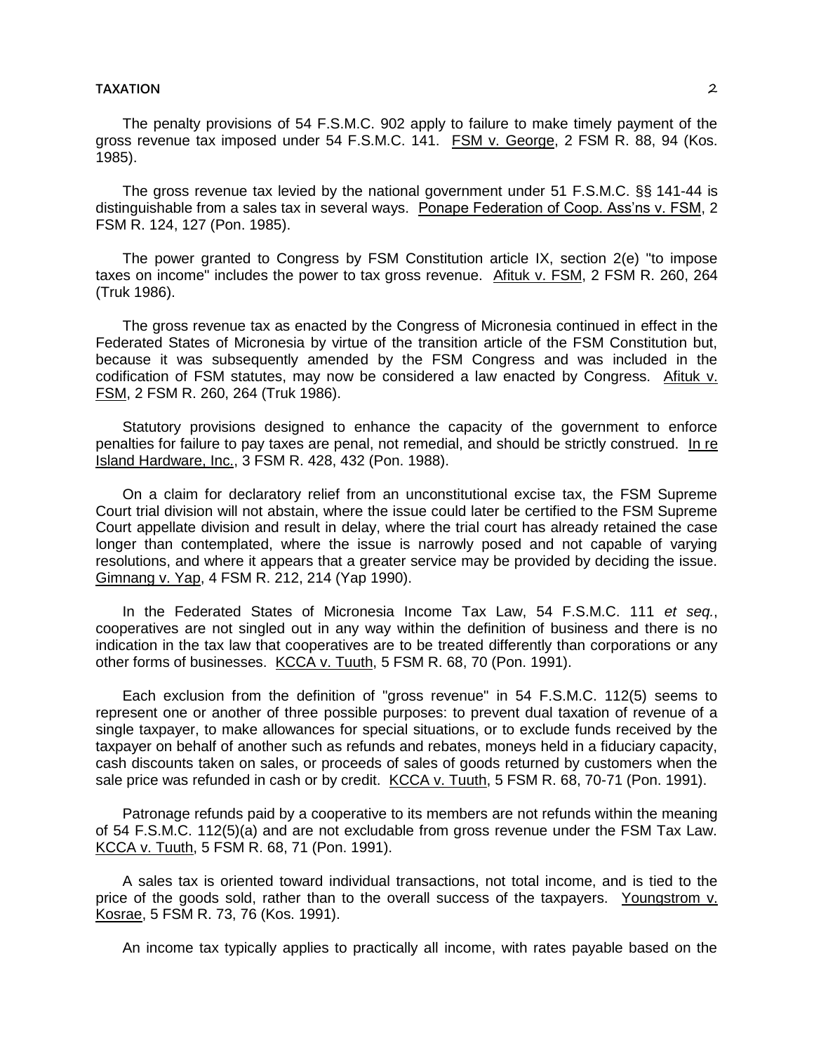The penalty provisions of 54 F.S.M.C. 902 apply to failure to make timely payment of the gross revenue tax imposed under 54 F.S.M.C. 141. FSM v. George, 2 FSM R. 88, 94 (Kos. 1985).

The gross revenue tax levied by the national government under 51 F.S.M.C. §§ 141-44 is distinguishable from a sales tax in several ways. Ponape Federation of Coop. Ass'ns v. FSM, 2 FSM R. 124, 127 (Pon. 1985).

The power granted to Congress by FSM Constitution article IX, section 2(e) "to impose taxes on income" includes the power to tax gross revenue. Afituk v. FSM, 2 FSM R. 260, 264 (Truk 1986).

The gross revenue tax as enacted by the Congress of Micronesia continued in effect in the Federated States of Micronesia by virtue of the transition article of the FSM Constitution but, because it was subsequently amended by the FSM Congress and was included in the codification of FSM statutes, may now be considered a law enacted by Congress. Afituk v. FSM, 2 FSM R. 260, 264 (Truk 1986).

Statutory provisions designed to enhance the capacity of the government to enforce penalties for failure to pay taxes are penal, not remedial, and should be strictly construed. In re Island Hardware, Inc., 3 FSM R. 428, 432 (Pon. 1988).

On a claim for declaratory relief from an unconstitutional excise tax, the FSM Supreme Court trial division will not abstain, where the issue could later be certified to the FSM Supreme Court appellate division and result in delay, where the trial court has already retained the case longer than contemplated, where the issue is narrowly posed and not capable of varying resolutions, and where it appears that a greater service may be provided by deciding the issue. Gimnang v. Yap, 4 FSM R. 212, 214 (Yap 1990).

In the Federated States of Micronesia Income Tax Law, 54 F.S.M.C. 111 *et seq.*, cooperatives are not singled out in any way within the definition of business and there is no indication in the tax law that cooperatives are to be treated differently than corporations or any other forms of businesses. KCCA v. Tuuth, 5 FSM R. 68, 70 (Pon. 1991).

Each exclusion from the definition of "gross revenue" in 54 F.S.M.C. 112(5) seems to represent one or another of three possible purposes: to prevent dual taxation of revenue of a single taxpayer, to make allowances for special situations, or to exclude funds received by the taxpayer on behalf of another such as refunds and rebates, moneys held in a fiduciary capacity, cash discounts taken on sales, or proceeds of sales of goods returned by customers when the sale price was refunded in cash or by credit. KCCA v. Tuuth, 5 FSM R. 68, 70-71 (Pon. 1991).

Patronage refunds paid by a cooperative to its members are not refunds within the meaning of 54 F.S.M.C. 112(5)(a) and are not excludable from gross revenue under the FSM Tax Law. KCCA v. Tuuth, 5 FSM R. 68, 71 (Pon. 1991).

A sales tax is oriented toward individual transactions, not total income, and is tied to the price of the goods sold, rather than to the overall success of the taxpayers. Youngstrom v. Kosrae, 5 FSM R. 73, 76 (Kos. 1991).

An income tax typically applies to practically all income, with rates payable based on the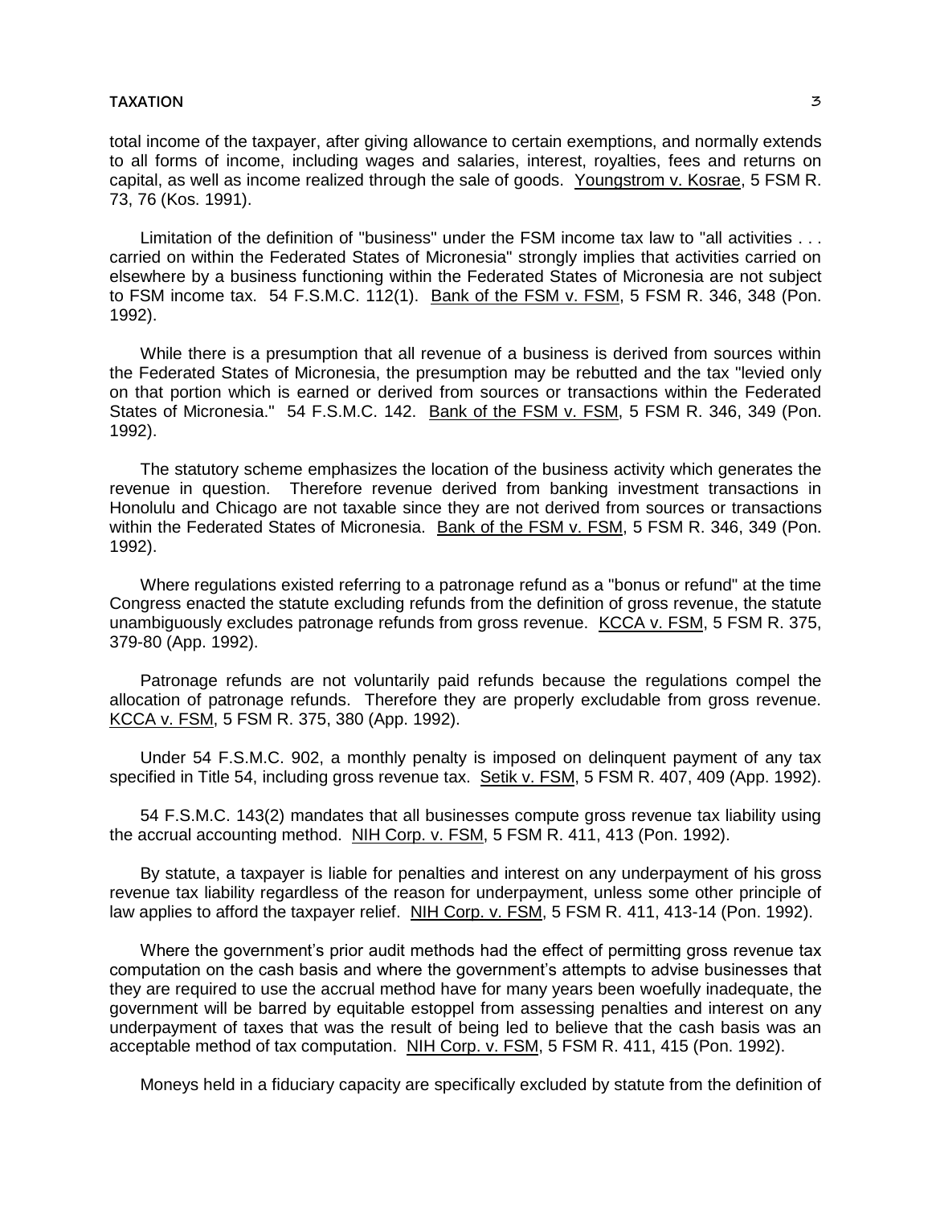total income of the taxpayer, after giving allowance to certain exemptions, and normally extends to all forms of income, including wages and salaries, interest, royalties, fees and returns on capital, as well as income realized through the sale of goods. Youngstrom v. Kosrae, 5 FSM R. 73, 76 (Kos. 1991).

Limitation of the definition of "business" under the FSM income tax law to "all activities . . . carried on within the Federated States of Micronesia" strongly implies that activities carried on elsewhere by a business functioning within the Federated States of Micronesia are not subject to FSM income tax. 54 F.S.M.C. 112(1). Bank of the FSM v. FSM, 5 FSM R. 346, 348 (Pon. 1992).

While there is a presumption that all revenue of a business is derived from sources within the Federated States of Micronesia, the presumption may be rebutted and the tax "levied only on that portion which is earned or derived from sources or transactions within the Federated States of Micronesia." 54 F.S.M.C. 142. Bank of the FSM v. FSM, 5 FSM R. 346, 349 (Pon. 1992).

The statutory scheme emphasizes the location of the business activity which generates the revenue in question. Therefore revenue derived from banking investment transactions in Honolulu and Chicago are not taxable since they are not derived from sources or transactions within the Federated States of Micronesia. Bank of the FSM v. FSM, 5 FSM R. 346, 349 (Pon. 1992).

Where regulations existed referring to a patronage refund as a "bonus or refund" at the time Congress enacted the statute excluding refunds from the definition of gross revenue, the statute unambiguously excludes patronage refunds from gross revenue. KCCA v. FSM, 5 FSM R. 375, 379-80 (App. 1992).

Patronage refunds are not voluntarily paid refunds because the regulations compel the allocation of patronage refunds. Therefore they are properly excludable from gross revenue. KCCA v. FSM, 5 FSM R. 375, 380 (App. 1992).

Under 54 F.S.M.C. 902, a monthly penalty is imposed on delinquent payment of any tax specified in Title 54, including gross revenue tax. Setik v. FSM, 5 FSM R. 407, 409 (App. 1992).

54 F.S.M.C. 143(2) mandates that all businesses compute gross revenue tax liability using the accrual accounting method. NIH Corp. v. FSM, 5 FSM R. 411, 413 (Pon. 1992).

By statute, a taxpayer is liable for penalties and interest on any underpayment of his gross revenue tax liability regardless of the reason for underpayment, unless some other principle of law applies to afford the taxpayer relief. NIH Corp. v. FSM, 5 FSM R. 411, 413-14 (Pon. 1992).

Where the government's prior audit methods had the effect of permitting gross revenue tax computation on the cash basis and where the government's attempts to advise businesses that they are required to use the accrual method have for many years been woefully inadequate, the government will be barred by equitable estoppel from assessing penalties and interest on any underpayment of taxes that was the result of being led to believe that the cash basis was an acceptable method of tax computation. NIH Corp. v. FSM, 5 FSM R. 411, 415 (Pon. 1992).

Moneys held in a fiduciary capacity are specifically excluded by statute from the definition of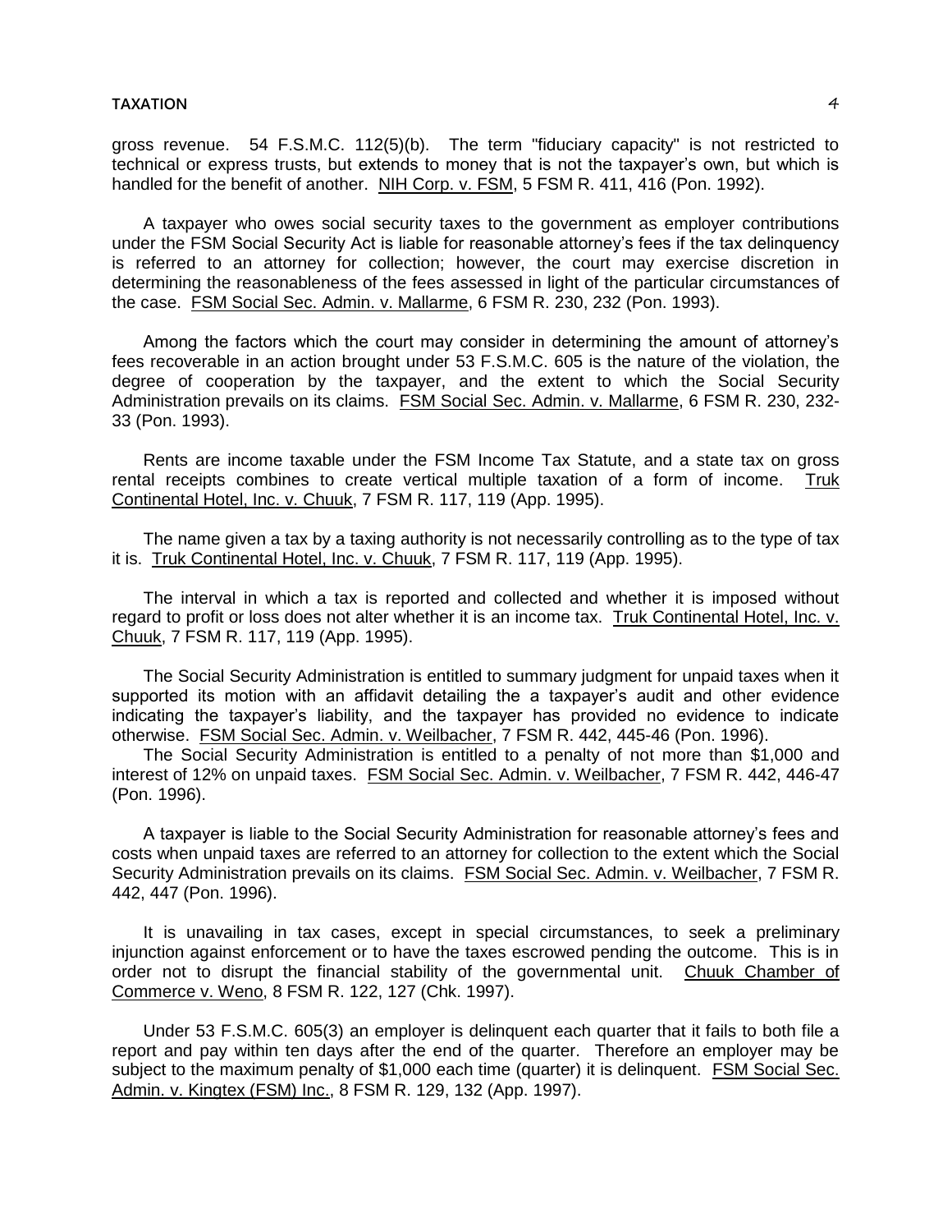gross revenue. 54 F.S.M.C. 112(5)(b). The term "fiduciary capacity" is not restricted to technical or express trusts, but extends to money that is not the taxpayer's own, but which is handled for the benefit of another. NIH Corp. v. FSM, 5 FSM R. 411, 416 (Pon. 1992).

A taxpayer who owes social security taxes to the government as employer contributions under the FSM Social Security Act is liable for reasonable attorney's fees if the tax delinquency is referred to an attorney for collection; however, the court may exercise discretion in determining the reasonableness of the fees assessed in light of the particular circumstances of the case. FSM Social Sec. Admin. v. Mallarme, 6 FSM R. 230, 232 (Pon. 1993).

Among the factors which the court may consider in determining the amount of attorney's fees recoverable in an action brought under 53 F.S.M.C. 605 is the nature of the violation, the degree of cooperation by the taxpayer, and the extent to which the Social Security Administration prevails on its claims. FSM Social Sec. Admin. v. Mallarme, 6 FSM R. 230, 232-33 (Pon. 1993).

Rents are income taxable under the FSM Income Tax Statute, and a state tax on gross rental receipts combines to create vertical multiple taxation of a form of income. Truk Continental Hotel, Inc. v. Chuuk, 7 FSM R. 117, 119 (App. 1995).

The name given a tax by a taxing authority is not necessarily controlling as to the type of tax it is. Truk Continental Hotel, Inc. v. Chuuk, 7 FSM R. 117, 119 (App. 1995).

The interval in which a tax is reported and collected and whether it is imposed without regard to profit or loss does not alter whether it is an income tax. Truk Continental Hotel, Inc. v. Chuuk, 7 FSM R. 117, 119 (App. 1995).

The Social Security Administration is entitled to summary judgment for unpaid taxes when it supported its motion with an affidavit detailing the a taxpayer's audit and other evidence indicating the taxpayer's liability, and the taxpayer has provided no evidence to indicate otherwise. FSM Social Sec. Admin. v. Weilbacher, 7 FSM R. 442, 445-46 (Pon. 1996).

The Social Security Administration is entitled to a penalty of not more than $1,000 and interest of 12% on unpaid taxes. FSM Social Sec. Admin. v. Weilbacher, 7 FSM R. 442, 446-47 (Pon. 1996).

A taxpayer is liable to the Social Security Administration for reasonable attorney's fees and costs when unpaid taxes are referred to an attorney for collection to the extent which the Social Security Administration prevails on its claims. FSM Social Sec. Admin. v. Weilbacher, 7 FSM R. 442, 447 (Pon. 1996).

It is unavailing in tax cases, except in special circumstances, to seek a preliminary injunction against enforcement or to have the taxes escrowed pending the outcome. This is in order not to disrupt the financial stability of the governmental unit. Chuuk Chamber of Commerce v. Weno, 8 FSM R. 122, 127 (Chk. 1997).

Under 53 F.S.M.C. 605(3) an employer is delinquent each quarter that it fails to both file a report and pay within ten days after the end of the quarter. Therefore an employer may be subject to the maximum penalty of $1,000 each time (quarter) it is delinquent. FSM Social Sec. Admin. v. Kingtex (FSM) Inc., 8 FSM R. 129, 132 (App. 1997).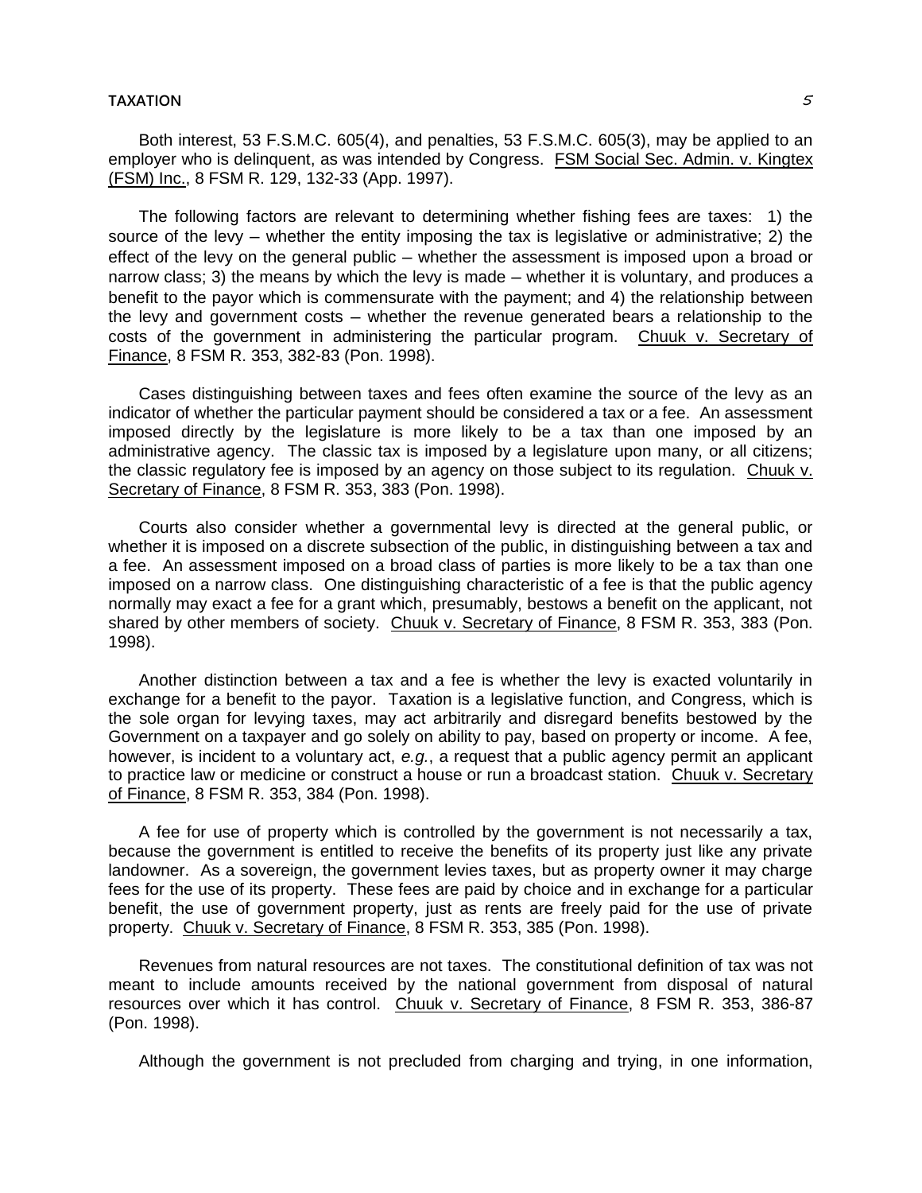Both interest, 53 F.S.M.C. 605(4), and penalties, 53 F.S.M.C. 605(3), may be applied to an employer who is delinquent, as was intended by Congress. FSM Social Sec. Admin. v. Kingtex (FSM) Inc., 8 FSM R. 129, 132-33 (App. 1997).

The following factors are relevant to determining whether fishing fees are taxes: 1) the source of the levy – whether the entity imposing the tax is legislative or administrative; 2) the effect of the levy on the general public – whether the assessment is imposed upon a broad or narrow class; 3) the means by which the levy is made – whether it is voluntary, and produces a benefit to the payor which is commensurate with the payment; and 4) the relationship between the levy and government costs – whether the revenue generated bears a relationship to the costs of the government in administering the particular program. Chuuk v. Secretary of Finance, 8 FSM R. 353, 382-83 (Pon. 1998).

Cases distinguishing between taxes and fees often examine the source of the levy as an indicator of whether the particular payment should be considered a tax or a fee. An assessment imposed directly by the legislature is more likely to be a tax than one imposed by an administrative agency. The classic tax is imposed by a legislature upon many, or all citizens; the classic regulatory fee is imposed by an agency on those subject to its regulation. Chuuk v. Secretary of Finance, 8 FSM R. 353, 383 (Pon. 1998).

Courts also consider whether a governmental levy is directed at the general public, or whether it is imposed on a discrete subsection of the public, in distinguishing between a tax and a fee. An assessment imposed on a broad class of parties is more likely to be a tax than one imposed on a narrow class. One distinguishing characteristic of a fee is that the public agency normally may exact a fee for a grant which, presumably, bestows a benefit on the applicant, not shared by other members of society. Chuuk v. Secretary of Finance, 8 FSM R. 353, 383 (Pon. 1998).

Another distinction between a tax and a fee is whether the levy is exacted voluntarily in exchange for a benefit to the payor. Taxation is a legislative function, and Congress, which is the sole organ for levying taxes, may act arbitrarily and disregard benefits bestowed by the Government on a taxpayer and go solely on ability to pay, based on property or income. A fee, however, is incident to a voluntary act, *e.g.*, a request that a public agency permit an applicant to practice law or medicine or construct a house or run a broadcast station. Chuuk v. Secretary of Finance, 8 FSM R. 353, 384 (Pon. 1998).

A fee for use of property which is controlled by the government is not necessarily a tax, because the government is entitled to receive the benefits of its property just like any private landowner. As a sovereign, the government levies taxes, but as property owner it may charge fees for the use of its property. These fees are paid by choice and in exchange for a particular benefit, the use of government property, just as rents are freely paid for the use of private property. Chuuk v. Secretary of Finance, 8 FSM R. 353, 385 (Pon. 1998).

Revenues from natural resources are not taxes. The constitutional definition of tax was not meant to include amounts received by the national government from disposal of natural resources over which it has control. Chuuk v. Secretary of Finance, 8 FSM R. 353, 386-87 (Pon. 1998).

Although the government is not precluded from charging and trying, in one information,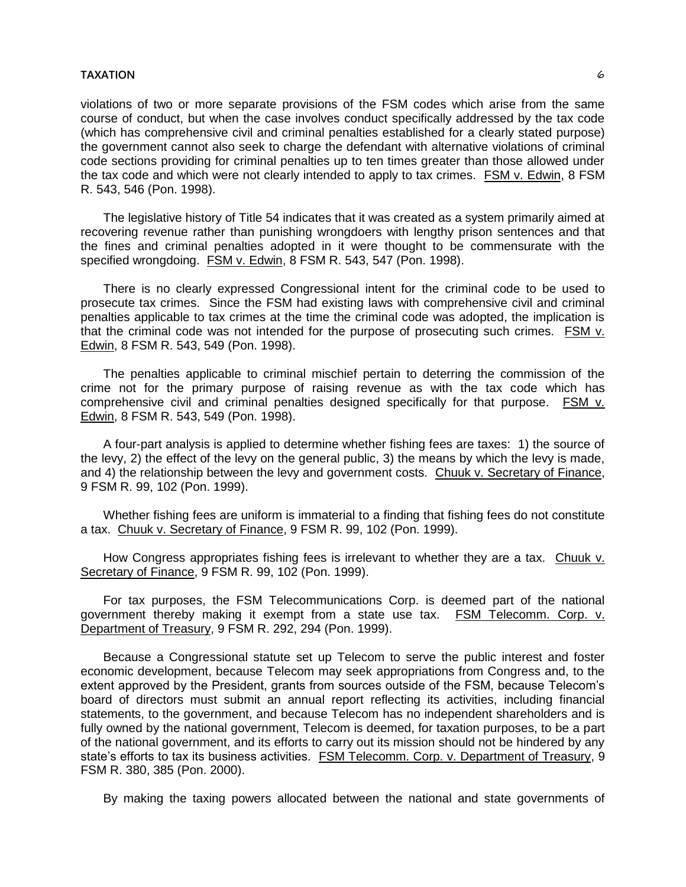violations of two or more separate provisions of the FSM codes which arise from the same course of conduct, but when the case involves conduct specifically addressed by the tax code (which has comprehensive civil and criminal penalties established for a clearly stated purpose) the government cannot also seek to charge the defendant with alternative violations of criminal code sections providing for criminal penalties up to ten times greater than those allowed under the tax code and which were not clearly intended to apply to tax crimes. FSM v. Edwin, 8 FSM R. 543, 546 (Pon. 1998).

The legislative history of Title 54 indicates that it was created as a system primarily aimed at recovering revenue rather than punishing wrongdoers with lengthy prison sentences and that the fines and criminal penalties adopted in it were thought to be commensurate with the specified wrongdoing. FSM v. Edwin, 8 FSM R. 543, 547 (Pon. 1998).

There is no clearly expressed Congressional intent for the criminal code to be used to prosecute tax crimes. Since the FSM had existing laws with comprehensive civil and criminal penalties applicable to tax crimes at the time the criminal code was adopted, the implication is that the criminal code was not intended for the purpose of prosecuting such crimes. FSM v. Edwin, 8 FSM R. 543, 549 (Pon. 1998).

The penalties applicable to criminal mischief pertain to deterring the commission of the crime not for the primary purpose of raising revenue as with the tax code which has comprehensive civil and criminal penalties designed specifically for that purpose. FSM v. Edwin, 8 FSM R. 543, 549 (Pon. 1998).

A four-part analysis is applied to determine whether fishing fees are taxes: 1) the source of the levy, 2) the effect of the levy on the general public, 3) the means by which the levy is made, and 4) the relationship between the levy and government costs. Chuuk v. Secretary of Finance, 9 FSM R. 99, 102 (Pon. 1999).

Whether fishing fees are uniform is immaterial to a finding that fishing fees do not constitute a tax. Chuuk v. Secretary of Finance, 9 FSM R. 99, 102 (Pon. 1999).

How Congress appropriates fishing fees is irrelevant to whether they are a tax. Chuuk v. Secretary of Finance, 9 FSM R. 99, 102 (Pon. 1999).

For tax purposes, the FSM Telecommunications Corp. is deemed part of the national government thereby making it exempt from a state use tax. FSM Telecomm. Corp. v. Department of Treasury, 9 FSM R. 292, 294 (Pon. 1999).

Because a Congressional statute set up Telecom to serve the public interest and foster economic development, because Telecom may seek appropriations from Congress and, to the extent approved by the President, grants from sources outside of the FSM, because Telecom's board of directors must submit an annual report reflecting its activities, including financial statements, to the government, and because Telecom has no independent shareholders and is fully owned by the national government, Telecom is deemed, for taxation purposes, to be a part of the national government, and its efforts to carry out its mission should not be hindered by any state's efforts to tax its business activities. FSM Telecomm. Corp. v. Department of Treasury, 9 FSM R. 380, 385 (Pon. 2000).

By making the taxing powers allocated between the national and state governments of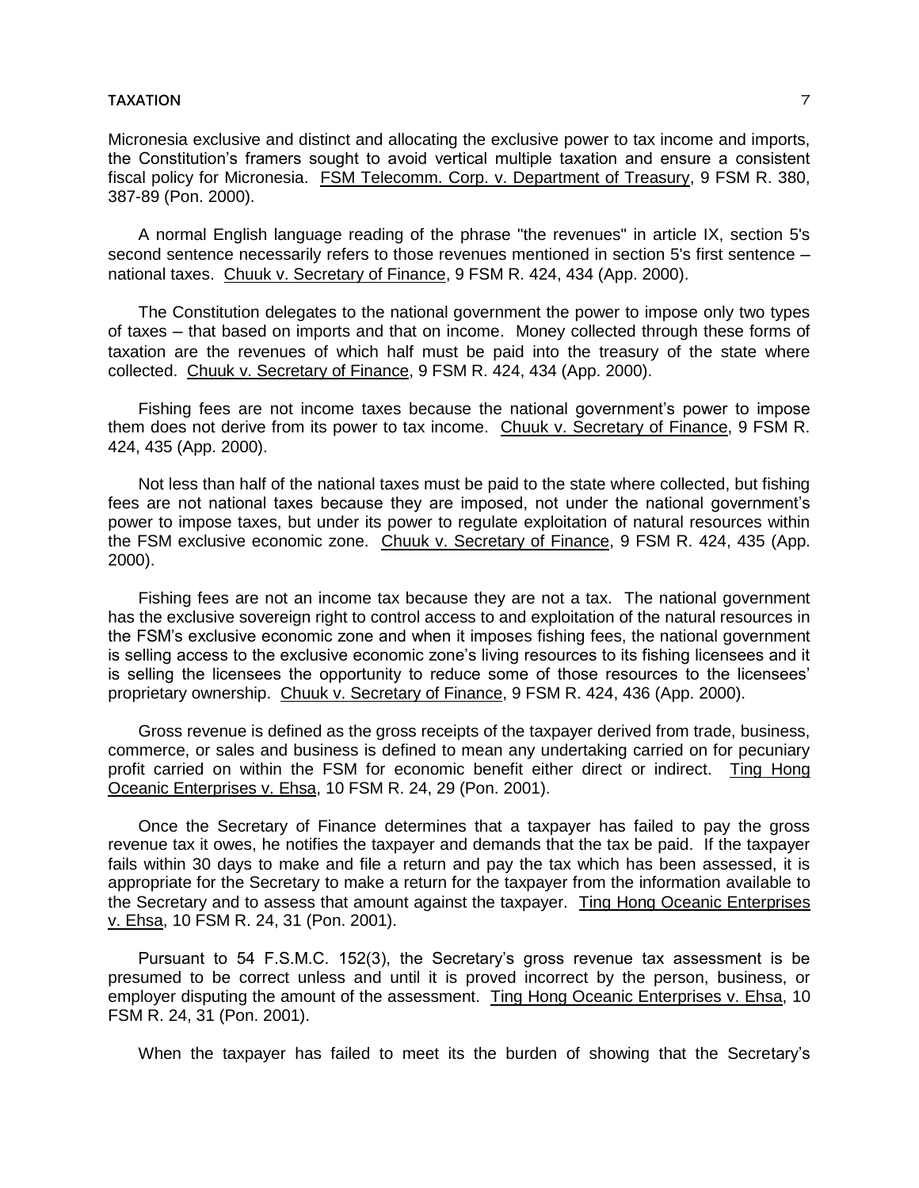Micronesia exclusive and distinct and allocating the exclusive power to tax income and imports, the Constitution's framers sought to avoid vertical multiple taxation and ensure a consistent fiscal policy for Micronesia. FSM Telecomm. Corp. v. Department of Treasury, 9 FSM R. 380, 387-89 (Pon. 2000).

A normal English language reading of the phrase "the revenues" in article IX, section 5's second sentence necessarily refers to those revenues mentioned in section 5's first sentence – national taxes. Chuuk v. Secretary of Finance, 9 FSM R. 424, 434 (App. 2000).

The Constitution delegates to the national government the power to impose only two types of taxes – that based on imports and that on income. Money collected through these forms of taxation are the revenues of which half must be paid into the treasury of the state where collected. Chuuk v. Secretary of Finance, 9 FSM R. 424, 434 (App. 2000).

Fishing fees are not income taxes because the national government's power to impose them does not derive from its power to tax income. Chuuk v. Secretary of Finance, 9 FSM R. 424, 435 (App. 2000).

Not less than half of the national taxes must be paid to the state where collected, but fishing fees are not national taxes because they are imposed, not under the national government's power to impose taxes, but under its power to regulate exploitation of natural resources within the FSM exclusive economic zone. Chuuk v. Secretary of Finance, 9 FSM R. 424, 435 (App. 2000).

Fishing fees are not an income tax because they are not a tax. The national government has the exclusive sovereign right to control access to and exploitation of the natural resources in the FSM's exclusive economic zone and when it imposes fishing fees, the national government is selling access to the exclusive economic zone's living resources to its fishing licensees and it is selling the licensees the opportunity to reduce some of those resources to the licensees' proprietary ownership. Chuuk v. Secretary of Finance, 9 FSM R. 424, 436 (App. 2000).

Gross revenue is defined as the gross receipts of the taxpayer derived from trade, business, commerce, or sales and business is defined to mean any undertaking carried on for pecuniary profit carried on within the FSM for economic benefit either direct or indirect. Ting Hong Oceanic Enterprises v. Ehsa, 10 FSM R. 24, 29 (Pon. 2001).

Once the Secretary of Finance determines that a taxpayer has failed to pay the gross revenue tax it owes, he notifies the taxpayer and demands that the tax be paid. If the taxpayer fails within 30 days to make and file a return and pay the tax which has been assessed, it is appropriate for the Secretary to make a return for the taxpayer from the information available to the Secretary and to assess that amount against the taxpayer. Ting Hong Oceanic Enterprises v. Ehsa, 10 FSM R. 24, 31 (Pon. 2001).

Pursuant to 54 F.S.M.C. 152(3), the Secretary's gross revenue tax assessment is be presumed to be correct unless and until it is proved incorrect by the person, business, or employer disputing the amount of the assessment. Ting Hong Oceanic Enterprises v. Ehsa, 10 FSM R. 24, 31 (Pon. 2001).

When the taxpayer has failed to meet its the burden of showing that the Secretary's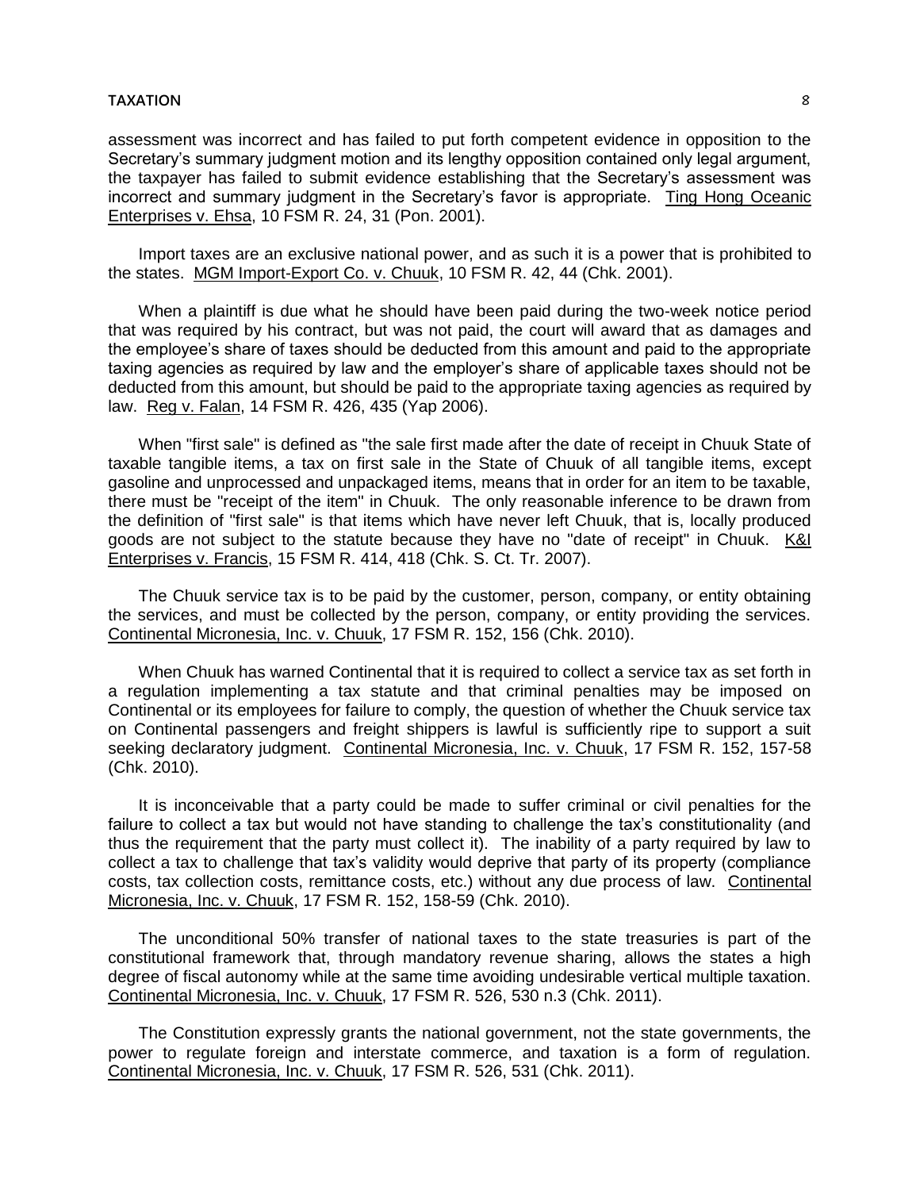assessment was incorrect and has failed to put forth competent evidence in opposition to the Secretary's summary judgment motion and its lengthy opposition contained only legal argument, the taxpayer has failed to submit evidence establishing that the Secretary's assessment was incorrect and summary judgment in the Secretary's favor is appropriate. Ting Hong Oceanic Enterprises v. Ehsa, 10 FSM R. 24, 31 (Pon. 2001).

Import taxes are an exclusive national power, and as such it is a power that is prohibited to the states. MGM Import-Export Co. v. Chuuk, 10 FSM R. 42, 44 (Chk. 2001).

When a plaintiff is due what he should have been paid during the two-week notice period that was required by his contract, but was not paid, the court will award that as damages and the employee's share of taxes should be deducted from this amount and paid to the appropriate taxing agencies as required by law and the employer's share of applicable taxes should not be deducted from this amount, but should be paid to the appropriate taxing agencies as required by law. Reg v. Falan, 14 FSM R. 426, 435 (Yap 2006).

When "first sale" is defined as "the sale first made after the date of receipt in Chuuk State of taxable tangible items, a tax on first sale in the State of Chuuk of all tangible items, except gasoline and unprocessed and unpackaged items, means that in order for an item to be taxable, there must be "receipt of the item" in Chuuk. The only reasonable inference to be drawn from the definition of "first sale" is that items which have never left Chuuk, that is, locally produced goods are not subject to the statute because they have no "date of receipt" in Chuuk. K&I Enterprises v. Francis, 15 FSM R. 414, 418 (Chk. S. Ct. Tr. 2007).

The Chuuk service tax is to be paid by the customer, person, company, or entity obtaining the services, and must be collected by the person, company, or entity providing the services. Continental Micronesia, Inc. v. Chuuk, 17 FSM R. 152, 156 (Chk. 2010).

When Chuuk has warned Continental that it is required to collect a service tax as set forth in a regulation implementing a tax statute and that criminal penalties may be imposed on Continental or its employees for failure to comply, the question of whether the Chuuk service tax on Continental passengers and freight shippers is lawful is sufficiently ripe to support a suit seeking declaratory judgment. Continental Micronesia, Inc. v. Chuuk, 17 FSM R. 152, 157-58 (Chk. 2010).

It is inconceivable that a party could be made to suffer criminal or civil penalties for the failure to collect a tax but would not have standing to challenge the tax's constitutionality (and thus the requirement that the party must collect it). The inability of a party required by law to collect a tax to challenge that tax's validity would deprive that party of its property (compliance costs, tax collection costs, remittance costs, etc.) without any due process of law. Continental Micronesia, Inc. v. Chuuk, 17 FSM R. 152, 158-59 (Chk. 2010).

The unconditional 50% transfer of national taxes to the state treasuries is part of the constitutional framework that, through mandatory revenue sharing, allows the states a high degree of fiscal autonomy while at the same time avoiding undesirable vertical multiple taxation. Continental Micronesia, Inc. v. Chuuk, 17 FSM R. 526, 530 n.3 (Chk. 2011).

The Constitution expressly grants the national government, not the state governments, the power to regulate foreign and interstate commerce, and taxation is a form of regulation. Continental Micronesia, Inc. v. Chuuk, 17 FSM R. 526, 531 (Chk. 2011).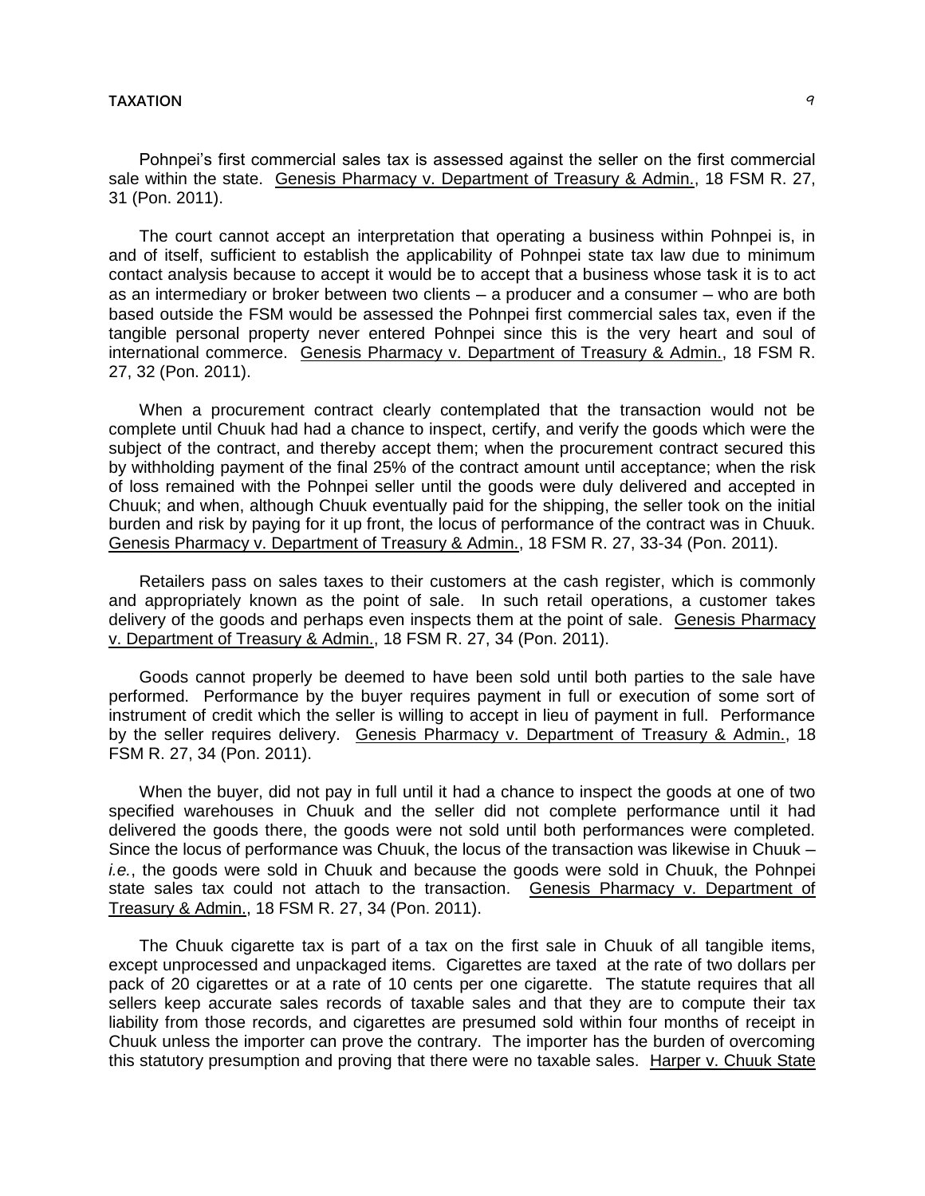Pohnpei's first commercial sales tax is assessed against the seller on the first commercial sale within the state. Genesis Pharmacy v. Department of Treasury & Admin., 18 FSM R. 27, 31 (Pon. 2011).

The court cannot accept an interpretation that operating a business within Pohnpei is, in and of itself, sufficient to establish the applicability of Pohnpei state tax law due to minimum contact analysis because to accept it would be to accept that a business whose task it is to act as an intermediary or broker between two clients – a producer and a consumer – who are both based outside the FSM would be assessed the Pohnpei first commercial sales tax, even if the tangible personal property never entered Pohnpei since this is the very heart and soul of international commerce. Genesis Pharmacy v. Department of Treasury & Admin., 18 FSM R. 27, 32 (Pon. 2011).

When a procurement contract clearly contemplated that the transaction would not be complete until Chuuk had had a chance to inspect, certify, and verify the goods which were the subject of the contract, and thereby accept them; when the procurement contract secured this by withholding payment of the final 25% of the contract amount until acceptance; when the risk of loss remained with the Pohnpei seller until the goods were duly delivered and accepted in Chuuk; and when, although Chuuk eventually paid for the shipping, the seller took on the initial burden and risk by paying for it up front, the locus of performance of the contract was in Chuuk. Genesis Pharmacy v. Department of Treasury & Admin., 18 FSM R. 27, 33-34 (Pon. 2011).

Retailers pass on sales taxes to their customers at the cash register, which is commonly and appropriately known as the point of sale. In such retail operations, a customer takes delivery of the goods and perhaps even inspects them at the point of sale. Genesis Pharmacy v. Department of Treasury & Admin., 18 FSM R. 27, 34 (Pon. 2011).

Goods cannot properly be deemed to have been sold until both parties to the sale have performed. Performance by the buyer requires payment in full or execution of some sort of instrument of credit which the seller is willing to accept in lieu of payment in full. Performance by the seller requires delivery. Genesis Pharmacy v. Department of Treasury & Admin., 18 FSM R. 27, 34 (Pon. 2011).

When the buyer, did not pay in full until it had a chance to inspect the goods at one of two specified warehouses in Chuuk and the seller did not complete performance until it had delivered the goods there, the goods were not sold until both performances were completed. Since the locus of performance was Chuuk, the locus of the transaction was likewise in Chuuk – *i.e.*, the goods were sold in Chuuk and because the goods were sold in Chuuk, the Pohnpei state sales tax could not attach to the transaction. Genesis Pharmacy v. Department of Treasury & Admin., 18 FSM R. 27, 34 (Pon. 2011).

The Chuuk cigarette tax is part of a tax on the first sale in Chuuk of all tangible items, except unprocessed and unpackaged items. Cigarettes are taxed at the rate of two dollars per pack of 20 cigarettes or at a rate of 10 cents per one cigarette. The statute requires that all sellers keep accurate sales records of taxable sales and that they are to compute their tax liability from those records, and cigarettes are presumed sold within four months of receipt in Chuuk unless the importer can prove the contrary. The importer has the burden of overcoming this statutory presumption and proving that there were no taxable sales. Harper v. Chuuk State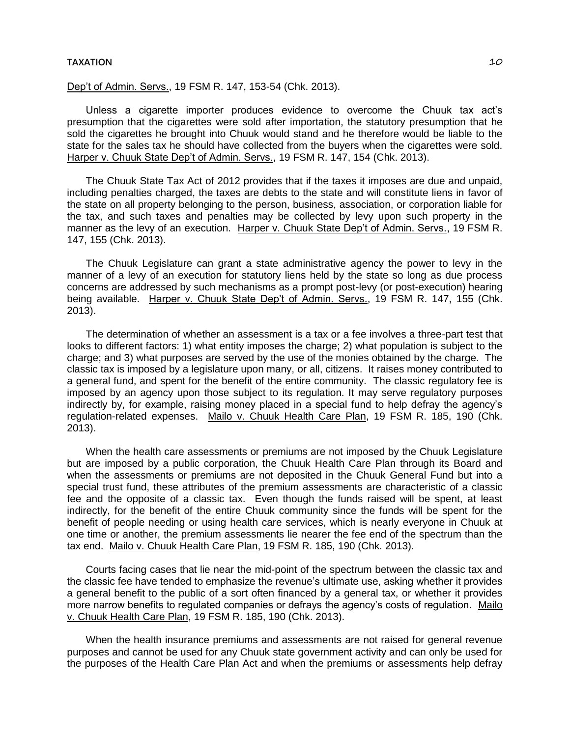Dep't of Admin. Servs., 19 FSM R. 147, 153-54 (Chk. 2013).

Unless a cigarette importer produces evidence to overcome the Chuuk tax act's presumption that the cigarettes were sold after importation, the statutory presumption that he sold the cigarettes he brought into Chuuk would stand and he therefore would be liable to the state for the sales tax he should have collected from the buyers when the cigarettes were sold. Harper v. Chuuk State Dep't of Admin. Servs., 19 FSM R. 147, 154 (Chk. 2013).

The Chuuk State Tax Act of 2012 provides that if the taxes it imposes are due and unpaid, including penalties charged, the taxes are debts to the state and will constitute liens in favor of the state on all property belonging to the person, business, association, or corporation liable for the tax, and such taxes and penalties may be collected by levy upon such property in the manner as the levy of an execution. Harper v. Chuuk State Dep't of Admin. Servs., 19 FSM R. 147, 155 (Chk. 2013).

The Chuuk Legislature can grant a state administrative agency the power to levy in the manner of a levy of an execution for statutory liens held by the state so long as due process concerns are addressed by such mechanisms as a prompt post-levy (or post-execution) hearing being available. Harper v. Chuuk State Dep't of Admin. Servs., 19 FSM R. 147, 155 (Chk. 2013).

The determination of whether an assessment is a tax or a fee involves a three-part test that looks to different factors: 1) what entity imposes the charge; 2) what population is subject to the charge; and 3) what purposes are served by the use of the monies obtained by the charge. The classic tax is imposed by a legislature upon many, or all, citizens. It raises money contributed to a general fund, and spent for the benefit of the entire community. The classic regulatory fee is imposed by an agency upon those subject to its regulation. It may serve regulatory purposes indirectly by, for example, raising money placed in a special fund to help defray the agency's regulation-related expenses. Mailo v. Chuuk Health Care Plan, 19 FSM R. 185, 190 (Chk. 2013).

When the health care assessments or premiums are not imposed by the Chuuk Legislature but are imposed by a public corporation, the Chuuk Health Care Plan through its Board and when the assessments or premiums are not deposited in the Chuuk General Fund but into a special trust fund, these attributes of the premium assessments are characteristic of a classic fee and the opposite of a classic tax. Even though the funds raised will be spent, at least indirectly, for the benefit of the entire Chuuk community since the funds will be spent for the benefit of people needing or using health care services, which is nearly everyone in Chuuk at one time or another, the premium assessments lie nearer the fee end of the spectrum than the tax end. Mailo v. Chuuk Health Care Plan, 19 FSM R. 185, 190 (Chk. 2013).

Courts facing cases that lie near the mid-point of the spectrum between the classic tax and the classic fee have tended to emphasize the revenue's ultimate use, asking whether it provides a general benefit to the public of a sort often financed by a general tax, or whether it provides more narrow benefits to regulated companies or defrays the agency's costs of regulation. Mailo v. Chuuk Health Care Plan, 19 FSM R. 185, 190 (Chk. 2013).

When the health insurance premiums and assessments are not raised for general revenue purposes and cannot be used for any Chuuk state government activity and can only be used for the purposes of the Health Care Plan Act and when the premiums or assessments help defray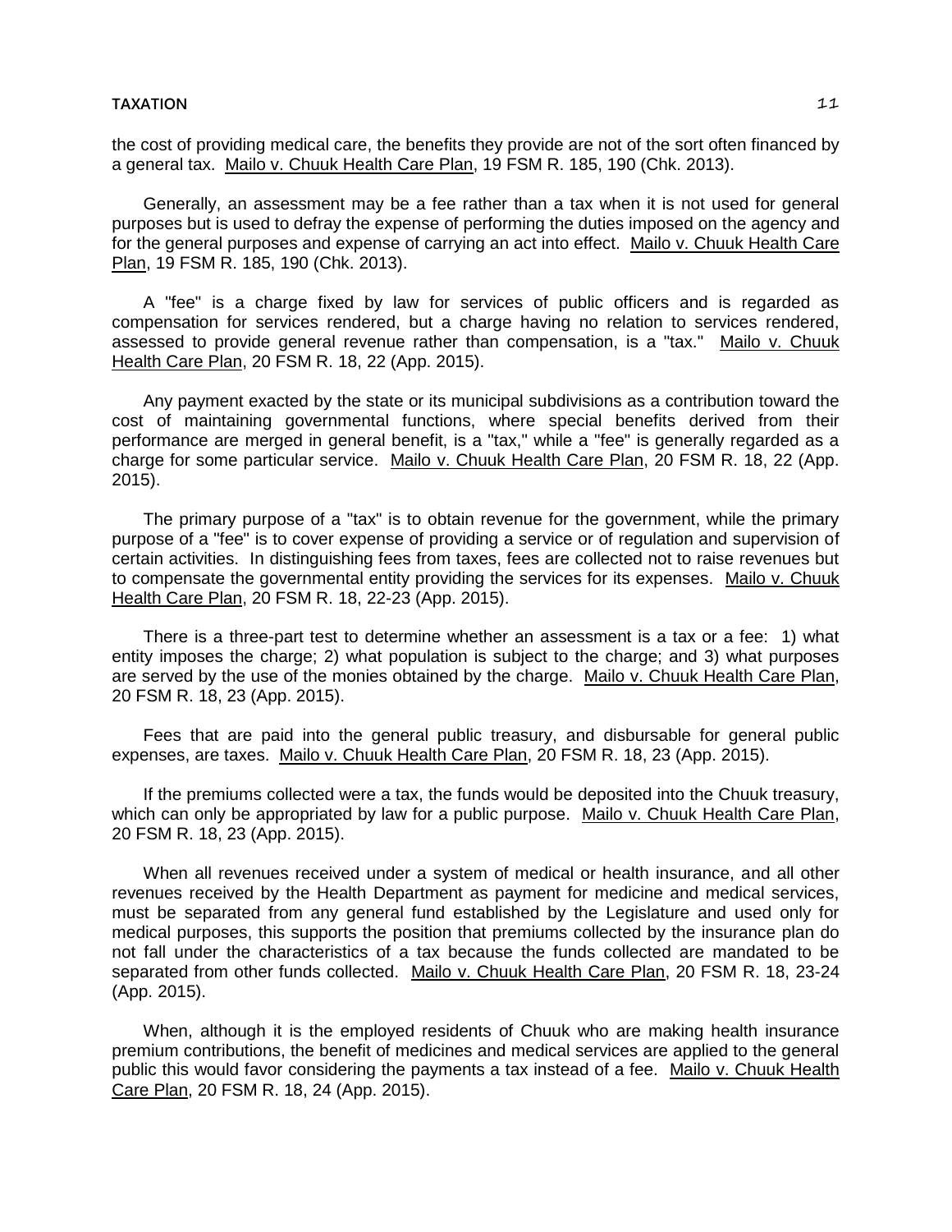the cost of providing medical care, the benefits they provide are not of the sort often financed by a general tax. Mailo v. Chuuk Health Care Plan, 19 FSM R. 185, 190 (Chk. 2013).

Generally, an assessment may be a fee rather than a tax when it is not used for general purposes but is used to defray the expense of performing the duties imposed on the agency and for the general purposes and expense of carrying an act into effect. Mailo v. Chuuk Health Care Plan, 19 FSM R. 185, 190 (Chk. 2013).

A "fee" is a charge fixed by law for services of public officers and is regarded as compensation for services rendered, but a charge having no relation to services rendered, assessed to provide general revenue rather than compensation, is a "tax." Mailo v. Chuuk Health Care Plan, 20 FSM R. 18, 22 (App. 2015).

Any payment exacted by the state or its municipal subdivisions as a contribution toward the cost of maintaining governmental functions, where special benefits derived from their performance are merged in general benefit, is a "tax," while a "fee" is generally regarded as a charge for some particular service. Mailo v. Chuuk Health Care Plan, 20 FSM R. 18, 22 (App. 2015).

The primary purpose of a "tax" is to obtain revenue for the government, while the primary purpose of a "fee" is to cover expense of providing a service or of regulation and supervision of certain activities. In distinguishing fees from taxes, fees are collected not to raise revenues but to compensate the governmental entity providing the services for its expenses. Mailo v. Chuuk Health Care Plan, 20 FSM R. 18, 22-23 (App. 2015).

There is a three-part test to determine whether an assessment is a tax or a fee: 1) what entity imposes the charge; 2) what population is subject to the charge; and 3) what purposes are served by the use of the monies obtained by the charge. Mailo v. Chuuk Health Care Plan, 20 FSM R. 18, 23 (App. 2015).

Fees that are paid into the general public treasury, and disbursable for general public expenses, are taxes. Mailo v. Chuuk Health Care Plan, 20 FSM R. 18, 23 (App. 2015).

If the premiums collected were a tax, the funds would be deposited into the Chuuk treasury, which can only be appropriated by law for a public purpose. Mailo v. Chuuk Health Care Plan, 20 FSM R. 18, 23 (App. 2015).

When all revenues received under a system of medical or health insurance, and all other revenues received by the Health Department as payment for medicine and medical services, must be separated from any general fund established by the Legislature and used only for medical purposes, this supports the position that premiums collected by the insurance plan do not fall under the characteristics of a tax because the funds collected are mandated to be separated from other funds collected. Mailo v. Chuuk Health Care Plan, 20 FSM R. 18, 23-24 (App. 2015).

When, although it is the employed residents of Chuuk who are making health insurance premium contributions, the benefit of medicines and medical services are applied to the general public this would favor considering the payments a tax instead of a fee. Mailo v. Chuuk Health Care Plan, 20 FSM R. 18, 24 (App. 2015).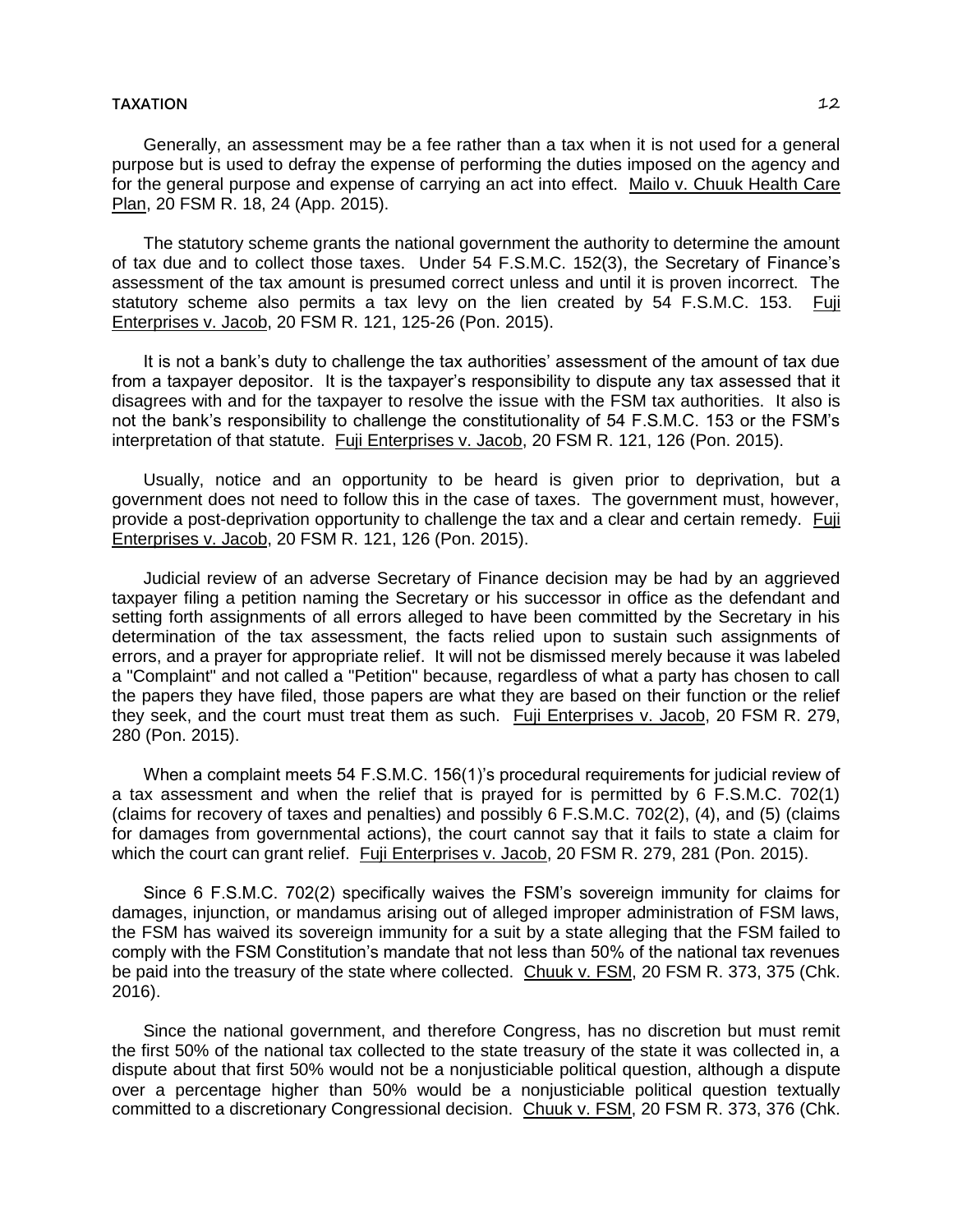Generally, an assessment may be a fee rather than a tax when it is not used for a general purpose but is used to defray the expense of performing the duties imposed on the agency and for the general purpose and expense of carrying an act into effect. Mailo v. Chuuk Health Care Plan, 20 FSM R. 18, 24 (App. 2015).

The statutory scheme grants the national government the authority to determine the amount of tax due and to collect those taxes. Under 54 F.S.M.C. 152(3), the Secretary of Finance's assessment of the tax amount is presumed correct unless and until it is proven incorrect. The statutory scheme also permits a tax levy on the lien created by 54 F.S.M.C. 153. Fuji Enterprises v. Jacob, 20 FSM R. 121, 125-26 (Pon. 2015).

It is not a bank's duty to challenge the tax authorities' assessment of the amount of tax due from a taxpayer depositor. It is the taxpayer's responsibility to dispute any tax assessed that it disagrees with and for the taxpayer to resolve the issue with the FSM tax authorities. It also is not the bank's responsibility to challenge the constitutionality of 54 F.S.M.C. 153 or the FSM's interpretation of that statute. Fuji Enterprises v. Jacob, 20 FSM R. 121, 126 (Pon. 2015).

Usually, notice and an opportunity to be heard is given prior to deprivation, but a government does not need to follow this in the case of taxes. The government must, however, provide a post-deprivation opportunity to challenge the tax and a clear and certain remedy. Fuji Enterprises v. Jacob, 20 FSM R. 121, 126 (Pon. 2015).

Judicial review of an adverse Secretary of Finance decision may be had by an aggrieved taxpayer filing a petition naming the Secretary or his successor in office as the defendant and setting forth assignments of all errors alleged to have been committed by the Secretary in his determination of the tax assessment, the facts relied upon to sustain such assignments of errors, and a prayer for appropriate relief. It will not be dismissed merely because it was labeled a "Complaint" and not called a "Petition" because, regardless of what a party has chosen to call the papers they have filed, those papers are what they are based on their function or the relief they seek, and the court must treat them as such. Fuji Enterprises v. Jacob, 20 FSM R. 279, 280 (Pon. 2015).

When a complaint meets 54 F.S.M.C. 156(1)'s procedural requirements for judicial review of a tax assessment and when the relief that is prayed for is permitted by 6 F.S.M.C. 702(1) (claims for recovery of taxes and penalties) and possibly 6 F.S.M.C. 702(2), (4), and (5) (claims for damages from governmental actions), the court cannot say that it fails to state a claim for which the court can grant relief. Fuji Enterprises v. Jacob, 20 FSM R. 279, 281 (Pon. 2015).

Since 6 F.S.M.C. 702(2) specifically waives the FSM's sovereign immunity for claims for damages, injunction, or mandamus arising out of alleged improper administration of FSM laws, the FSM has waived its sovereign immunity for a suit by a state alleging that the FSM failed to comply with the FSM Constitution's mandate that not less than 50% of the national tax revenues be paid into the treasury of the state where collected. Chuuk v. FSM, 20 FSM R. 373, 375 (Chk. 2016).

Since the national government, and therefore Congress, has no discretion but must remit the first 50% of the national tax collected to the state treasury of the state it was collected in, a dispute about that first 50% would not be a nonjusticiable political question, although a dispute over a percentage higher than 50% would be a nonjusticiable political question textually committed to a discretionary Congressional decision. Chuuk v. FSM, 20 FSM R. 373, 376 (Chk.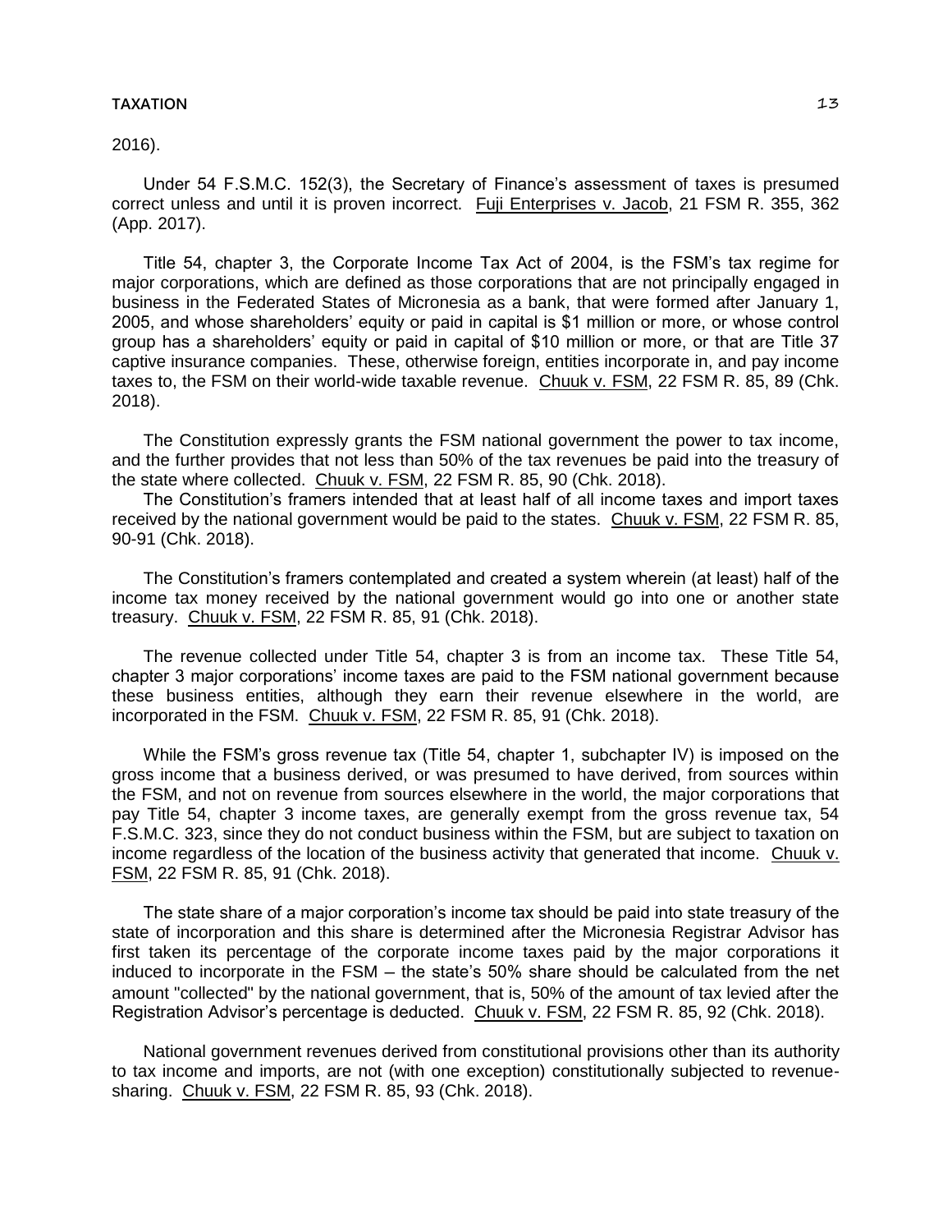2016).

Under 54 F.S.M.C. 152(3), the Secretary of Finance's assessment of taxes is presumed correct unless and until it is proven incorrect. Fuji Enterprises v. Jacob, 21 FSM R. 355, 362 (App. 2017).

Title 54, chapter 3, the Corporate Income Tax Act of 2004, is the FSM's tax regime for major corporations, which are defined as those corporations that are not principally engaged in business in the Federated States of Micronesia as a bank, that were formed after January 1, 2005, and whose shareholders' equity or paid in capital is $1 million or more, or whose control group has a shareholders' equity or paid in capital of $10 million or more, or that are Title 37 captive insurance companies. These, otherwise foreign, entities incorporate in, and pay income taxes to, the FSM on their world-wide taxable revenue. Chuuk v. FSM, 22 FSM R. 85, 89 (Chk. 2018).

The Constitution expressly grants the FSM national government the power to tax income, and the further provides that not less than 50% of the tax revenues be paid into the treasury of the state where collected. Chuuk v. FSM, 22 FSM R. 85, 90 (Chk. 2018).

The Constitution's framers intended that at least half of all income taxes and import taxes received by the national government would be paid to the states. Chuuk v. FSM, 22 FSM R. 85, 90-91 (Chk. 2018).

The Constitution's framers contemplated and created a system wherein (at least) half of the income tax money received by the national government would go into one or another state treasury. Chuuk v. FSM, 22 FSM R. 85, 91 (Chk. 2018).

The revenue collected under Title 54, chapter 3 is from an income tax. These Title 54, chapter 3 major corporations' income taxes are paid to the FSM national government because these business entities, although they earn their revenue elsewhere in the world, are incorporated in the FSM. Chuuk v. FSM, 22 FSM R. 85, 91 (Chk. 2018).

While the FSM's gross revenue tax (Title 54, chapter 1, subchapter IV) is imposed on the gross income that a business derived, or was presumed to have derived, from sources within the FSM, and not on revenue from sources elsewhere in the world, the major corporations that pay Title 54, chapter 3 income taxes, are generally exempt from the gross revenue tax, 54 F.S.M.C. 323, since they do not conduct business within the FSM, but are subject to taxation on income regardless of the location of the business activity that generated that income. Chuuk v. FSM, 22 FSM R. 85, 91 (Chk. 2018).

The state share of a major corporation's income tax should be paid into state treasury of the state of incorporation and this share is determined after the Micronesia Registrar Advisor has first taken its percentage of the corporate income taxes paid by the major corporations it induced to incorporate in the FSM – the state's 50% share should be calculated from the net amount "collected" by the national government, that is, 50% of the amount of tax levied after the Registration Advisor's percentage is deducted. Chuuk v. FSM, 22 FSM R. 85, 92 (Chk. 2018).

National government revenues derived from constitutional provisions other than its authority to tax income and imports, are not (with one exception) constitutionally subjected to revenue-sharing. Chuuk v. FSM, 22 FSM R. 85, 93 (Chk. 2018).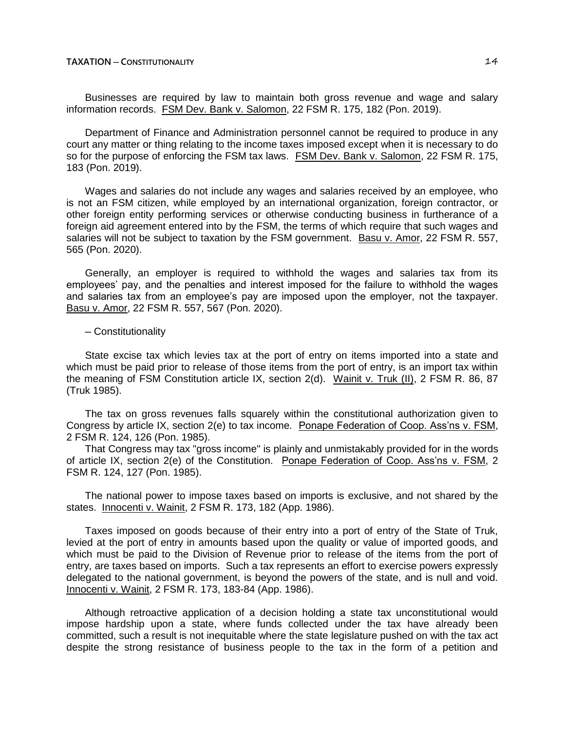Businesses are required by law to maintain both gross revenue and wage and salary information records. FSM Dev. Bank v. Salomon, 22 FSM R. 175, 182 (Pon. 2019).

Department of Finance and Administration personnel cannot be required to produce in any court any matter or thing relating to the income taxes imposed except when it is necessary to do so for the purpose of enforcing the FSM tax laws. FSM Dev. Bank v. Salomon, 22 FSM R. 175, 183 (Pon. 2019).

Wages and salaries do not include any wages and salaries received by an employee, who is not an FSM citizen, while employed by an international organization, foreign contractor, or other foreign entity performing services or otherwise conducting business in furtherance of a foreign aid agreement entered into by the FSM, the terms of which require that such wages and salaries will not be subject to taxation by the FSM government. Basu v. Amor, 22 FSM R. 557, 565 (Pon. 2020).

Generally, an employer is required to withhold the wages and salaries tax from its employees' pay, and the penalties and interest imposed for the failure to withhold the wages and salaries tax from an employee's pay are imposed upon the employer, not the taxpayer. Basu v. Amor, 22 FSM R. 557, 567 (Pon. 2020).

– Constitutionality

State excise tax which levies tax at the port of entry on items imported into a state and which must be paid prior to release of those items from the port of entry, is an import tax within the meaning of FSM Constitution article IX, section 2(d). Wainit v. Truk (II), 2 FSM R. 86, 87 (Truk 1985).

The tax on gross revenues falls squarely within the constitutional authorization given to Congress by article IX, section 2(e) to tax income. Ponape Federation of Coop. Ass'ns v. FSM, 2 FSM R. 124, 126 (Pon. 1985).

That Congress may tax "gross income" is plainly and unmistakably provided for in the words of article IX, section 2(e) of the Constitution. Ponape Federation of Coop. Ass'ns v. FSM, 2 FSM R. 124, 127 (Pon. 1985).

The national power to impose taxes based on imports is exclusive, and not shared by the states. Innocenti v. Wainit, 2 FSM R. 173, 182 (App. 1986).

Taxes imposed on goods because of their entry into a port of entry of the State of Truk, levied at the port of entry in amounts based upon the quality or value of imported goods, and which must be paid to the Division of Revenue prior to release of the items from the port of entry, are taxes based on imports. Such a tax represents an effort to exercise powers expressly delegated to the national government, is beyond the powers of the state, and is null and void. Innocenti v. Wainit, 2 FSM R. 173, 183-84 (App. 1986).

Although retroactive application of a decision holding a state tax unconstitutional would impose hardship upon a state, where funds collected under the tax have already been committed, such a result is not inequitable where the state legislature pushed on with the tax act despite the strong resistance of business people to the tax in the form of a petition and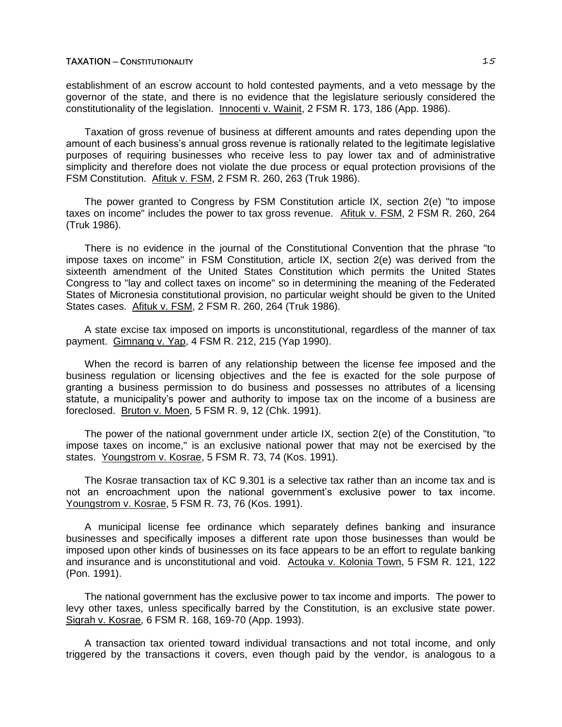establishment of an escrow account to hold contested payments, and a veto message by the governor of the state, and there is no evidence that the legislature seriously considered the constitutionality of the legislation. Innocenti v. Wainit, 2 FSM R. 173, 186 (App. 1986).

Taxation of gross revenue of business at different amounts and rates depending upon the amount of each business's annual gross revenue is rationally related to the legitimate legislative purposes of requiring businesses who receive less to pay lower tax and of administrative simplicity and therefore does not violate the due process or equal protection provisions of the FSM Constitution. Afituk v. FSM, 2 FSM R. 260, 263 (Truk 1986).

The power granted to Congress by FSM Constitution article IX, section 2(e) "to impose taxes on income" includes the power to tax gross revenue. Afituk v. FSM, 2 FSM R. 260, 264 (Truk 1986).

There is no evidence in the journal of the Constitutional Convention that the phrase "to impose taxes on income" in FSM Constitution, article IX, section 2(e) was derived from the sixteenth amendment of the United States Constitution which permits the United States Congress to "lay and collect taxes on income" so in determining the meaning of the Federated States of Micronesia constitutional provision, no particular weight should be given to the United States cases. Afituk v. FSM, 2 FSM R. 260, 264 (Truk 1986).

A state excise tax imposed on imports is unconstitutional, regardless of the manner of tax payment. Gimnang v. Yap, 4 FSM R. 212, 215 (Yap 1990).

When the record is barren of any relationship between the license fee imposed and the business regulation or licensing objectives and the fee is exacted for the sole purpose of granting a business permission to do business and possesses no attributes of a licensing statute, a municipality's power and authority to impose tax on the income of a business are foreclosed. Bruton v. Moen, 5 FSM R. 9, 12 (Chk. 1991).

The power of the national government under article IX, section 2(e) of the Constitution, "to impose taxes on income," is an exclusive national power that may not be exercised by the states. Youngstrom v. Kosrae, 5 FSM R. 73, 74 (Kos. 1991).

The Kosrae transaction tax of KC 9.301 is a selective tax rather than an income tax and is not an encroachment upon the national government's exclusive power to tax income. Youngstrom v. Kosrae, 5 FSM R. 73, 76 (Kos. 1991).

A municipal license fee ordinance which separately defines banking and insurance businesses and specifically imposes a different rate upon those businesses than would be imposed upon other kinds of businesses on its face appears to be an effort to regulate banking and insurance and is unconstitutional and void. Actouka v. Kolonia Town, 5 FSM R. 121, 122 (Pon. 1991).

The national government has the exclusive power to tax income and imports. The power to levy other taxes, unless specifically barred by the Constitution, is an exclusive state power. Sigrah v. Kosrae, 6 FSM R. 168, 169-70 (App. 1993).

A transaction tax oriented toward individual transactions and not total income, and only triggered by the transactions it covers, even though paid by the vendor, is analogous to a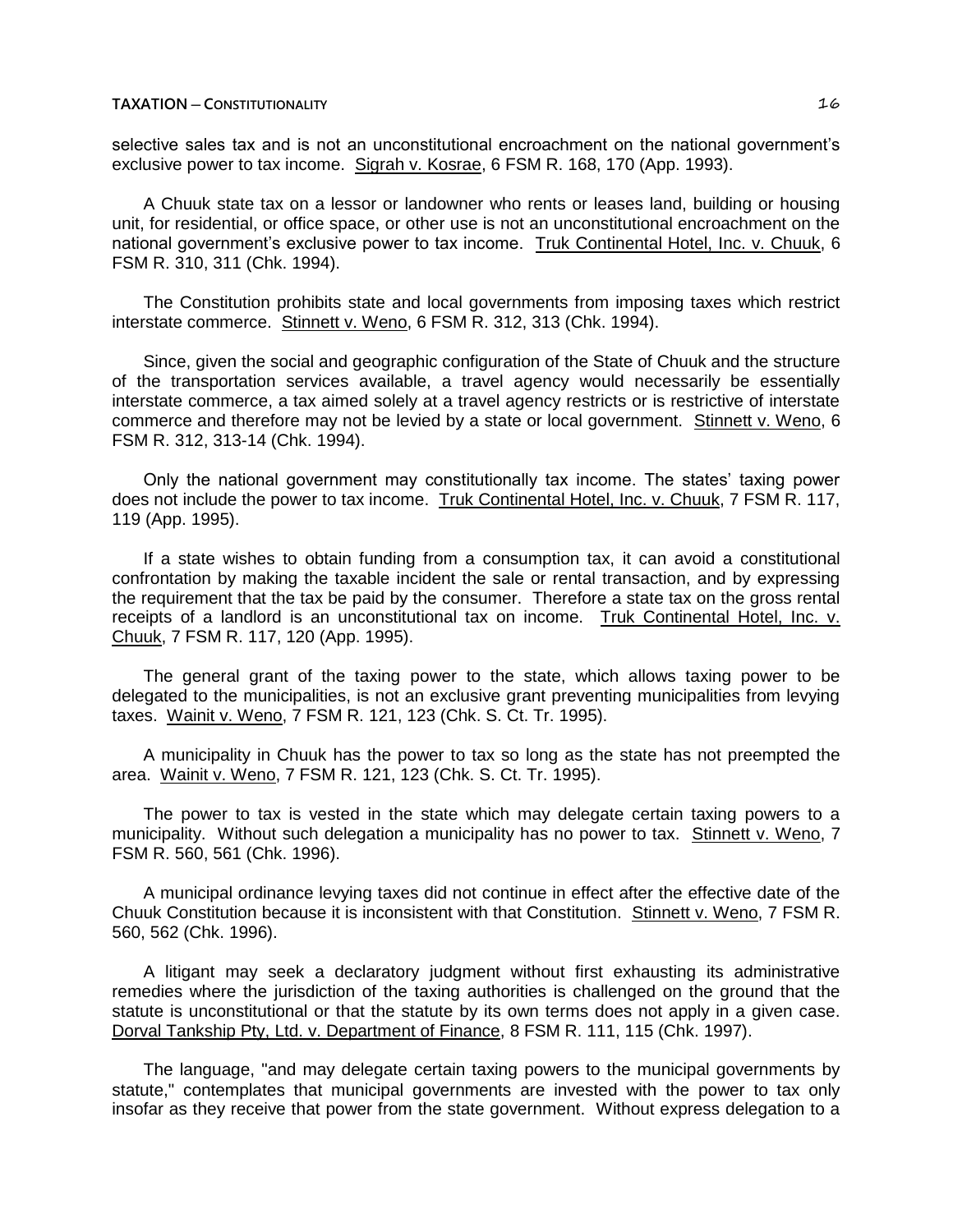selective sales tax and is not an unconstitutional encroachment on the national government's exclusive power to tax income. Sigrah v. Kosrae, 6 FSM R. 168, 170 (App. 1993).

A Chuuk state tax on a lessor or landowner who rents or leases land, building or housing unit, for residential, or office space, or other use is not an unconstitutional encroachment on the national government's exclusive power to tax income. Truk Continental Hotel, Inc. v. Chuuk, 6 FSM R. 310, 311 (Chk. 1994).

The Constitution prohibits state and local governments from imposing taxes which restrict interstate commerce. Stinnett v. Weno, 6 FSM R. 312, 313 (Chk. 1994).

Since, given the social and geographic configuration of the State of Chuuk and the structure of the transportation services available, a travel agency would necessarily be essentially interstate commerce, a tax aimed solely at a travel agency restricts or is restrictive of interstate commerce and therefore may not be levied by a state or local government. Stinnett v. Weno, 6 FSM R. 312, 313-14 (Chk. 1994).

Only the national government may constitutionally tax income. The states' taxing power does not include the power to tax income. Truk Continental Hotel, Inc. v. Chuuk, 7 FSM R. 117, 119 (App. 1995).

If a state wishes to obtain funding from a consumption tax, it can avoid a constitutional confrontation by making the taxable incident the sale or rental transaction, and by expressing the requirement that the tax be paid by the consumer. Therefore a state tax on the gross rental receipts of a landlord is an unconstitutional tax on income. Truk Continental Hotel, Inc. v. Chuuk, 7 FSM R. 117, 120 (App. 1995).

The general grant of the taxing power to the state, which allows taxing power to be delegated to the municipalities, is not an exclusive grant preventing municipalities from levying taxes. Wainit v. Weno, 7 FSM R. 121, 123 (Chk. S. Ct. Tr. 1995).

A municipality in Chuuk has the power to tax so long as the state has not preempted the area. Wainit v. Weno, 7 FSM R. 121, 123 (Chk. S. Ct. Tr. 1995).

The power to tax is vested in the state which may delegate certain taxing powers to a municipality. Without such delegation a municipality has no power to tax. Stinnett v. Weno, 7 FSM R. 560, 561 (Chk. 1996).

A municipal ordinance levying taxes did not continue in effect after the effective date of the Chuuk Constitution because it is inconsistent with that Constitution. Stinnett v. Weno, 7 FSM R. 560, 562 (Chk. 1996).

A litigant may seek a declaratory judgment without first exhausting its administrative remedies where the jurisdiction of the taxing authorities is challenged on the ground that the statute is unconstitutional or that the statute by its own terms does not apply in a given case. Dorval Tankship Pty, Ltd. v. Department of Finance, 8 FSM R. 111, 115 (Chk. 1997).

The language, "and may delegate certain taxing powers to the municipal governments by statute," contemplates that municipal governments are invested with the power to tax only insofar as they receive that power from the state government. Without express delegation to a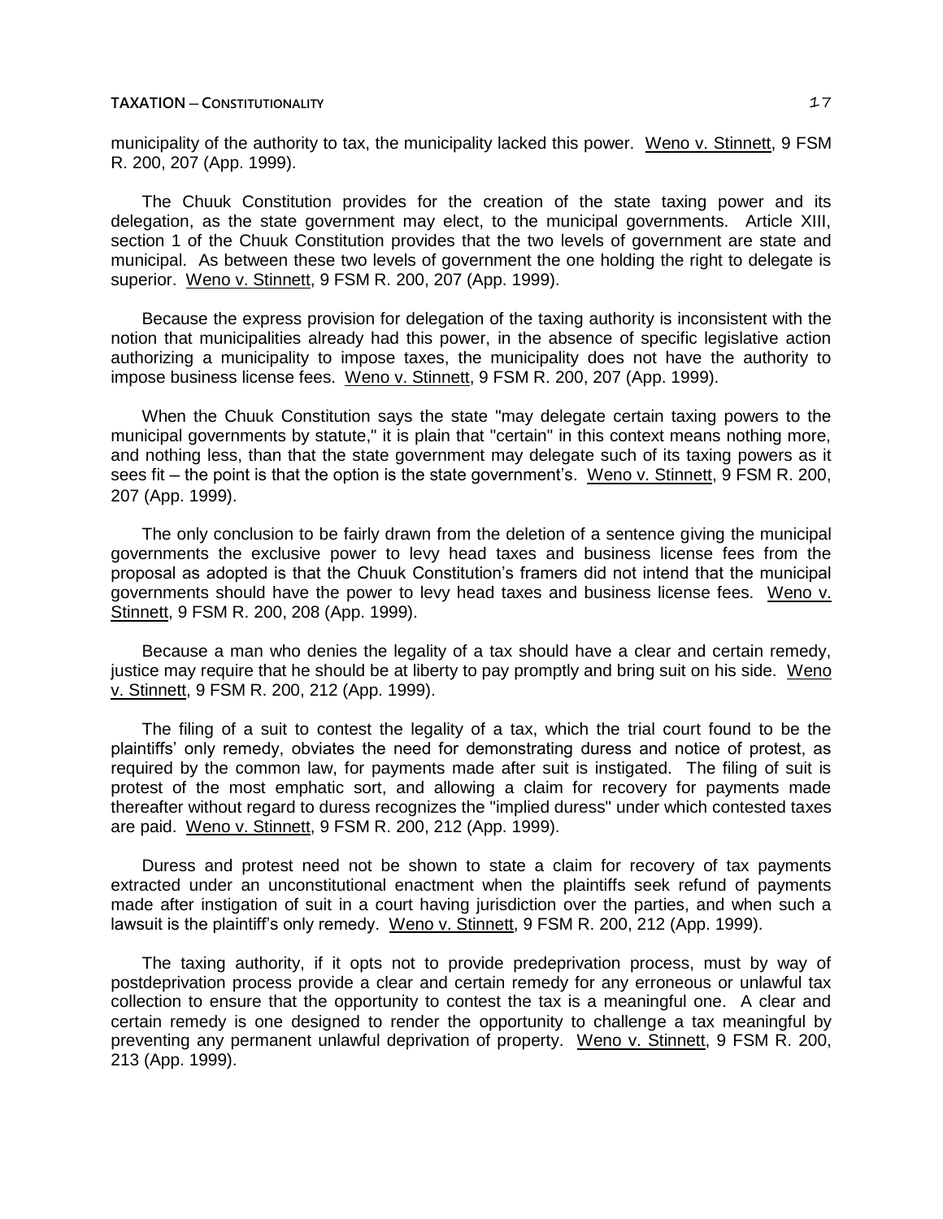municipality of the authority to tax, the municipality lacked this power. Weno v. Stinnett, 9 FSM R. 200, 207 (App. 1999).

The Chuuk Constitution provides for the creation of the state taxing power and its delegation, as the state government may elect, to the municipal governments. Article XIII, section 1 of the Chuuk Constitution provides that the two levels of government are state and municipal. As between these two levels of government the one holding the right to delegate is superior. Weno v. Stinnett, 9 FSM R. 200, 207 (App. 1999).

Because the express provision for delegation of the taxing authority is inconsistent with the notion that municipalities already had this power, in the absence of specific legislative action authorizing a municipality to impose taxes, the municipality does not have the authority to impose business license fees. Weno v. Stinnett, 9 FSM R. 200, 207 (App. 1999).

When the Chuuk Constitution says the state "may delegate certain taxing powers to the municipal governments by statute," it is plain that "certain" in this context means nothing more, and nothing less, than that the state government may delegate such of its taxing powers as it sees fit – the point is that the option is the state government's. Weno v. Stinnett, 9 FSM R. 200, 207 (App. 1999).

The only conclusion to be fairly drawn from the deletion of a sentence giving the municipal governments the exclusive power to levy head taxes and business license fees from the proposal as adopted is that the Chuuk Constitution's framers did not intend that the municipal governments should have the power to levy head taxes and business license fees. Weno v. Stinnett, 9 FSM R. 200, 208 (App. 1999).

Because a man who denies the legality of a tax should have a clear and certain remedy, justice may require that he should be at liberty to pay promptly and bring suit on his side. Weno v. Stinnett, 9 FSM R. 200, 212 (App. 1999).

The filing of a suit to contest the legality of a tax, which the trial court found to be the plaintiffs' only remedy, obviates the need for demonstrating duress and notice of protest, as required by the common law, for payments made after suit is instigated. The filing of suit is protest of the most emphatic sort, and allowing a claim for recovery for payments made thereafter without regard to duress recognizes the "implied duress" under which contested taxes are paid. Weno v. Stinnett, 9 FSM R. 200, 212 (App. 1999).

Duress and protest need not be shown to state a claim for recovery of tax payments extracted under an unconstitutional enactment when the plaintiffs seek refund of payments made after instigation of suit in a court having jurisdiction over the parties, and when such a lawsuit is the plaintiff's only remedy. Weno v. Stinnett, 9 FSM R. 200, 212 (App. 1999).

The taxing authority, if it opts not to provide predeprivation process, must by way of postdeprivation process provide a clear and certain remedy for any erroneous or unlawful tax collection to ensure that the opportunity to contest the tax is a meaningful one. A clear and certain remedy is one designed to render the opportunity to challenge a tax meaningful by preventing any permanent unlawful deprivation of property. Weno v. Stinnett, 9 FSM R. 200, 213 (App. 1999).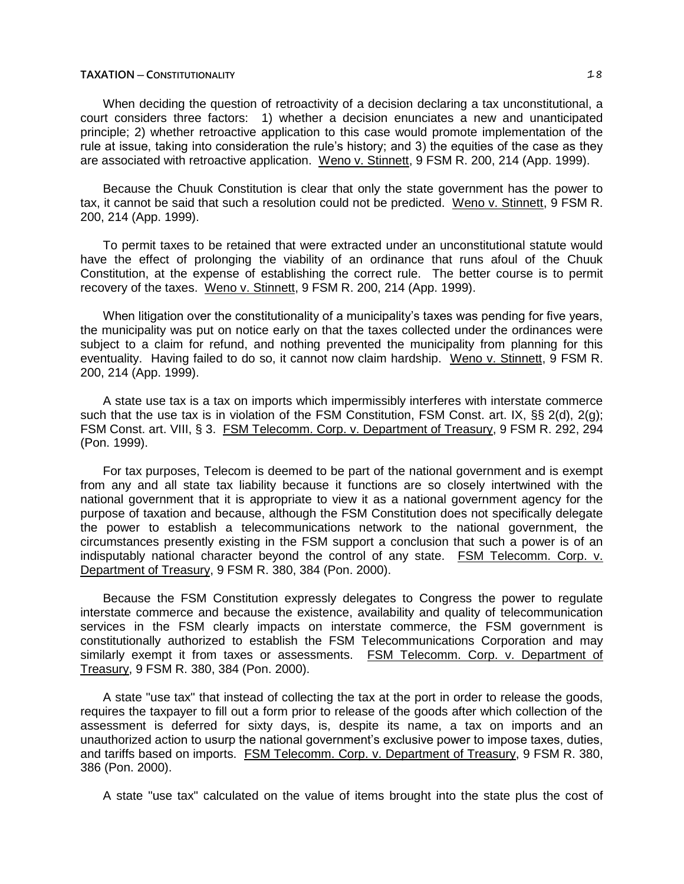When deciding the question of retroactivity of a decision declaring a tax unconstitutional, a court considers three factors: 1) whether a decision enunciates a new and unanticipated principle; 2) whether retroactive application to this case would promote implementation of the rule at issue, taking into consideration the rule's history; and 3) the equities of the case as they are associated with retroactive application. Weno v. Stinnett, 9 FSM R. 200, 214 (App. 1999).

Because the Chuuk Constitution is clear that only the state government has the power to tax, it cannot be said that such a resolution could not be predicted. Weno v. Stinnett, 9 FSM R. 200, 214 (App. 1999).

To permit taxes to be retained that were extracted under an unconstitutional statute would have the effect of prolonging the viability of an ordinance that runs afoul of the Chuuk Constitution, at the expense of establishing the correct rule. The better course is to permit recovery of the taxes. Weno v. Stinnett, 9 FSM R. 200, 214 (App. 1999).

When litigation over the constitutionality of a municipality's taxes was pending for five years, the municipality was put on notice early on that the taxes collected under the ordinances were subject to a claim for refund, and nothing prevented the municipality from planning for this eventuality. Having failed to do so, it cannot now claim hardship. Weno v. Stinnett, 9 FSM R. 200, 214 (App. 1999).

A state use tax is a tax on imports which impermissibly interferes with interstate commerce such that the use tax is in violation of the FSM Constitution, FSM Const. art. IX, §§ 2(d), 2(g); FSM Const. art. VIII, § 3. FSM Telecomm. Corp. v. Department of Treasury, 9 FSM R. 292, 294 (Pon. 1999).

For tax purposes, Telecom is deemed to be part of the national government and is exempt from any and all state tax liability because it functions are so closely intertwined with the national government that it is appropriate to view it as a national government agency for the purpose of taxation and because, although the FSM Constitution does not specifically delegate the power to establish a telecommunications network to the national government, the circumstances presently existing in the FSM support a conclusion that such a power is of an indisputably national character beyond the control of any state. FSM Telecomm. Corp. v. Department of Treasury, 9 FSM R. 380, 384 (Pon. 2000).

Because the FSM Constitution expressly delegates to Congress the power to regulate interstate commerce and because the existence, availability and quality of telecommunication services in the FSM clearly impacts on interstate commerce, the FSM government is constitutionally authorized to establish the FSM Telecommunications Corporation and may similarly exempt it from taxes or assessments. FSM Telecomm. Corp. v. Department of Treasury, 9 FSM R. 380, 384 (Pon. 2000).

A state "use tax" that instead of collecting the tax at the port in order to release the goods, requires the taxpayer to fill out a form prior to release of the goods after which collection of the assessment is deferred for sixty days, is, despite its name, a tax on imports and an unauthorized action to usurp the national government's exclusive power to impose taxes, duties, and tariffs based on imports. FSM Telecomm. Corp. v. Department of Treasury, 9 FSM R. 380, 386 (Pon. 2000).

A state "use tax" calculated on the value of items brought into the state plus the cost of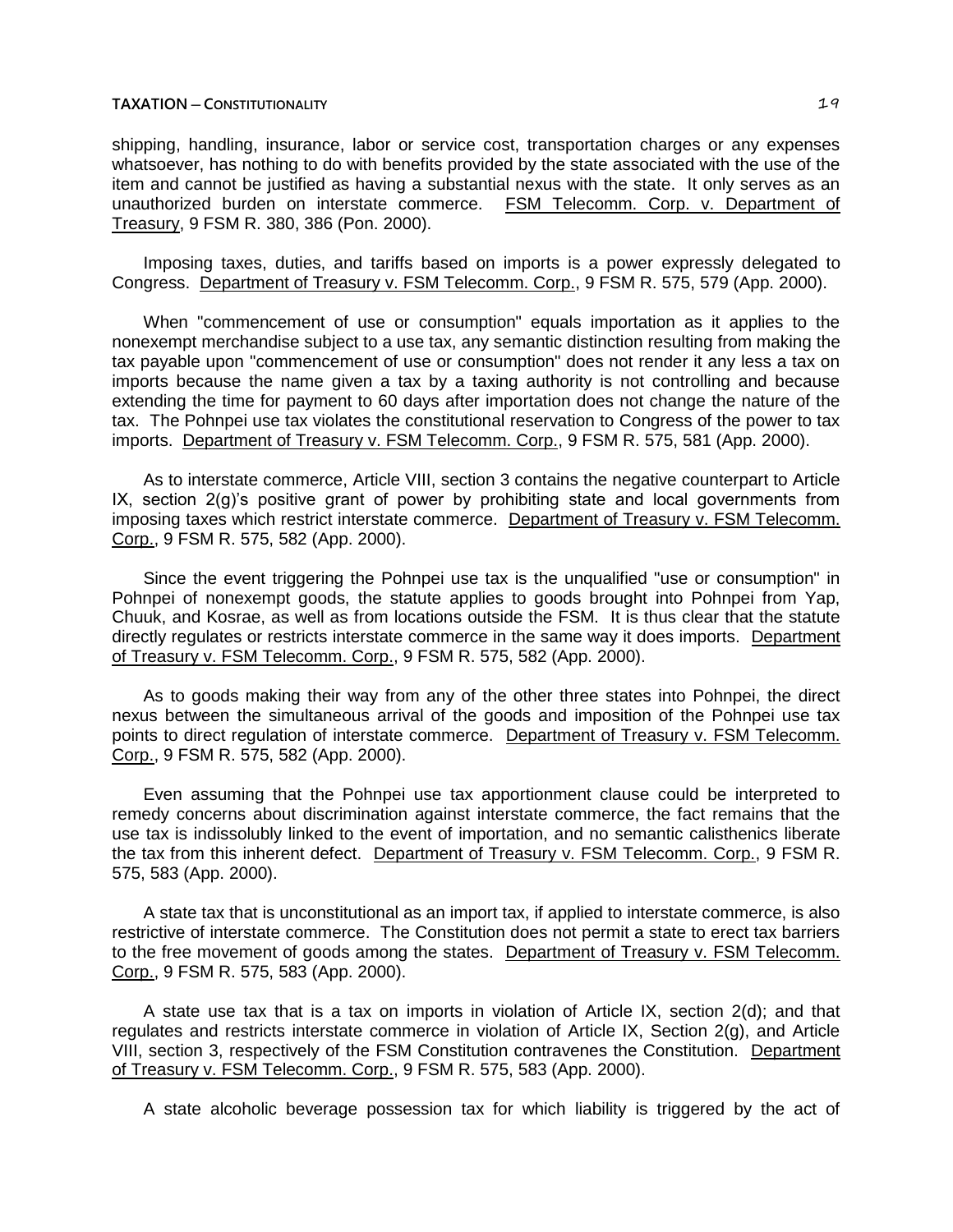shipping, handling, insurance, labor or service cost, transportation charges or any expenses whatsoever, has nothing to do with benefits provided by the state associated with the use of the item and cannot be justified as having a substantial nexus with the state. It only serves as an unauthorized burden on interstate commerce. FSM Telecomm. Corp. v. Department of Treasury, 9 FSM R. 380, 386 (Pon. 2000).

Imposing taxes, duties, and tariffs based on imports is a power expressly delegated to Congress. Department of Treasury v. FSM Telecomm. Corp., 9 FSM R. 575, 579 (App. 2000).

When "commencement of use or consumption" equals importation as it applies to the nonexempt merchandise subject to a use tax, any semantic distinction resulting from making the tax payable upon "commencement of use or consumption" does not render it any less a tax on imports because the name given a tax by a taxing authority is not controlling and because extending the time for payment to 60 days after importation does not change the nature of the tax. The Pohnpei use tax violates the constitutional reservation to Congress of the power to tax imports. Department of Treasury v. FSM Telecomm. Corp., 9 FSM R. 575, 581 (App. 2000).

As to interstate commerce, Article VIII, section 3 contains the negative counterpart to Article IX, section 2(g)'s positive grant of power by prohibiting state and local governments from imposing taxes which restrict interstate commerce. Department of Treasury v. FSM Telecomm. Corp., 9 FSM R. 575, 582 (App. 2000).

Since the event triggering the Pohnpei use tax is the unqualified "use or consumption" in Pohnpei of nonexempt goods, the statute applies to goods brought into Pohnpei from Yap, Chuuk, and Kosrae, as well as from locations outside the FSM. It is thus clear that the statute directly regulates or restricts interstate commerce in the same way it does imports. Department of Treasury v. FSM Telecomm. Corp., 9 FSM R. 575, 582 (App. 2000).

As to goods making their way from any of the other three states into Pohnpei, the direct nexus between the simultaneous arrival of the goods and imposition of the Pohnpei use tax points to direct regulation of interstate commerce. Department of Treasury v. FSM Telecomm. Corp., 9 FSM R. 575, 582 (App. 2000).

Even assuming that the Pohnpei use tax apportionment clause could be interpreted to remedy concerns about discrimination against interstate commerce, the fact remains that the use tax is indissolubly linked to the event of importation, and no semantic calisthenics liberate the tax from this inherent defect. Department of Treasury v. FSM Telecomm. Corp., 9 FSM R. 575, 583 (App. 2000).

A state tax that is unconstitutional as an import tax, if applied to interstate commerce, is also restrictive of interstate commerce. The Constitution does not permit a state to erect tax barriers to the free movement of goods among the states. Department of Treasury v. FSM Telecomm. Corp., 9 FSM R. 575, 583 (App. 2000).

A state use tax that is a tax on imports in violation of Article IX, section 2(d); and that regulates and restricts interstate commerce in violation of Article IX, Section 2(g), and Article VIII, section 3, respectively of the FSM Constitution contravenes the Constitution. Department of Treasury v. FSM Telecomm. Corp., 9 FSM R. 575, 583 (App. 2000).

A state alcoholic beverage possession tax for which liability is triggered by the act of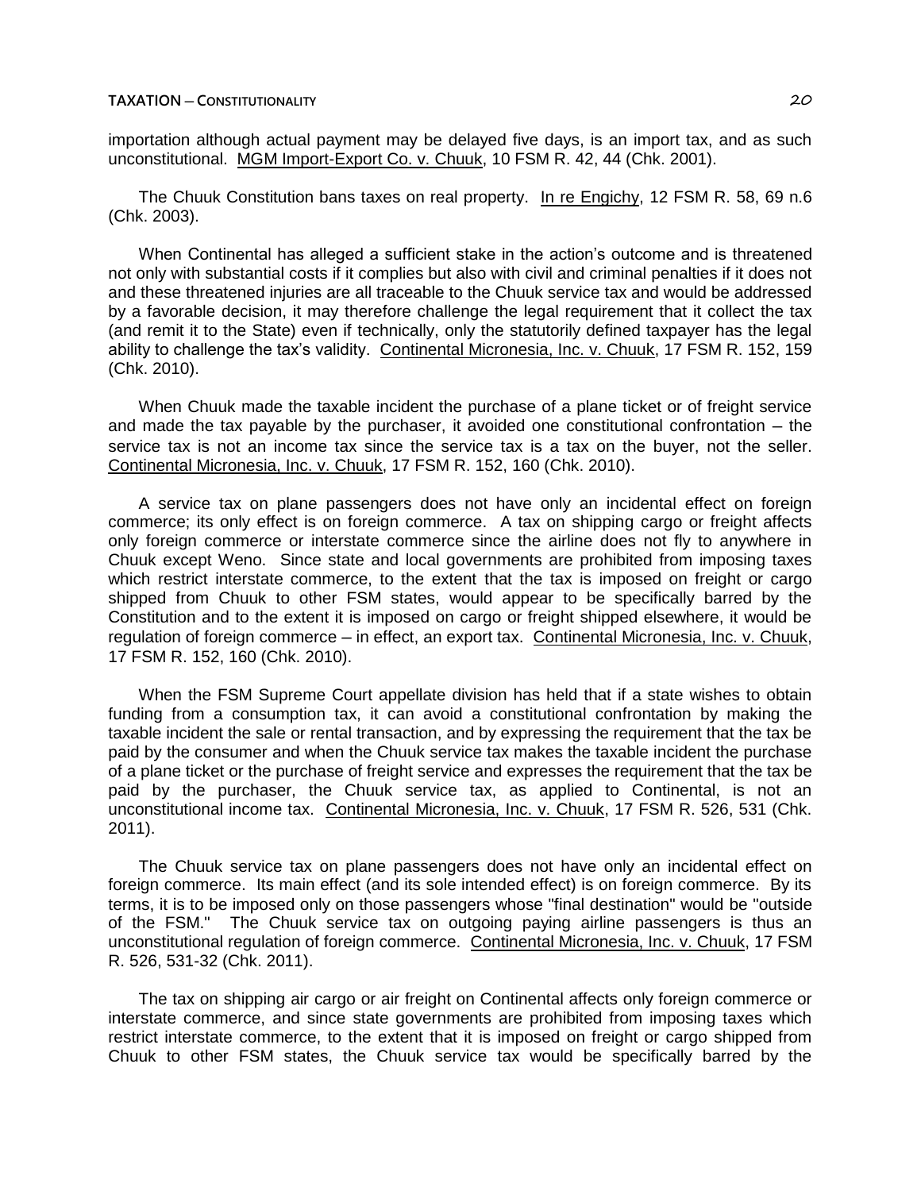importation although actual payment may be delayed five days, is an import tax, and as such unconstitutional. MGM Import-Export Co. v. Chuuk, 10 FSM R. 42, 44 (Chk. 2001).

The Chuuk Constitution bans taxes on real property. In re Engichy, 12 FSM R. 58, 69 n.6 (Chk. 2003).

When Continental has alleged a sufficient stake in the action's outcome and is threatened not only with substantial costs if it complies but also with civil and criminal penalties if it does not and these threatened injuries are all traceable to the Chuuk service tax and would be addressed by a favorable decision, it may therefore challenge the legal requirement that it collect the tax (and remit it to the State) even if technically, only the statutorily defined taxpayer has the legal ability to challenge the tax's validity. Continental Micronesia, Inc. v. Chuuk, 17 FSM R. 152, 159 (Chk. 2010).

When Chuuk made the taxable incident the purchase of a plane ticket or of freight service and made the tax payable by the purchaser, it avoided one constitutional confrontation – the service tax is not an income tax since the service tax is a tax on the buyer, not the seller. Continental Micronesia, Inc. v. Chuuk, 17 FSM R. 152, 160 (Chk. 2010).

A service tax on plane passengers does not have only an incidental effect on foreign commerce; its only effect is on foreign commerce. A tax on shipping cargo or freight affects only foreign commerce or interstate commerce since the airline does not fly to anywhere in Chuuk except Weno. Since state and local governments are prohibited from imposing taxes which restrict interstate commerce, to the extent that the tax is imposed on freight or cargo shipped from Chuuk to other FSM states, would appear to be specifically barred by the Constitution and to the extent it is imposed on cargo or freight shipped elsewhere, it would be regulation of foreign commerce – in effect, an export tax. Continental Micronesia, Inc. v. Chuuk, 17 FSM R. 152, 160 (Chk. 2010).

When the FSM Supreme Court appellate division has held that if a state wishes to obtain funding from a consumption tax, it can avoid a constitutional confrontation by making the taxable incident the sale or rental transaction, and by expressing the requirement that the tax be paid by the consumer and when the Chuuk service tax makes the taxable incident the purchase of a plane ticket or the purchase of freight service and expresses the requirement that the tax be paid by the purchaser, the Chuuk service tax, as applied to Continental, is not an unconstitutional income tax. Continental Micronesia, Inc. v. Chuuk, 17 FSM R. 526, 531 (Chk. 2011).

The Chuuk service tax on plane passengers does not have only an incidental effect on foreign commerce. Its main effect (and its sole intended effect) is on foreign commerce. By its terms, it is to be imposed only on those passengers whose "final destination" would be "outside of the FSM." The Chuuk service tax on outgoing paying airline passengers is thus an unconstitutional regulation of foreign commerce. Continental Micronesia, Inc. v. Chuuk, 17 FSM R. 526, 531-32 (Chk. 2011).

The tax on shipping air cargo or air freight on Continental affects only foreign commerce or interstate commerce, and since state governments are prohibited from imposing taxes which restrict interstate commerce, to the extent that it is imposed on freight or cargo shipped from Chuuk to other FSM states, the Chuuk service tax would be specifically barred by the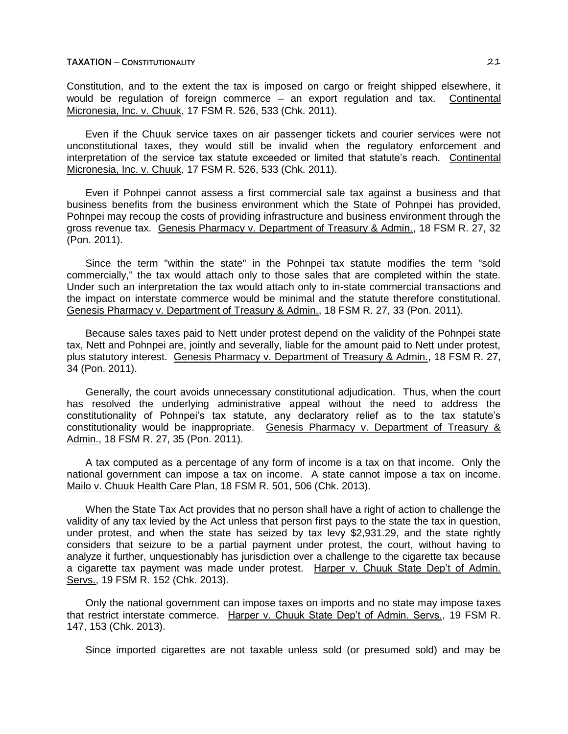Constitution, and to the extent the tax is imposed on cargo or freight shipped elsewhere, it would be regulation of foreign commerce – an export regulation and tax. Continental Micronesia, Inc. v. Chuuk, 17 FSM R. 526, 533 (Chk. 2011).

Even if the Chuuk service taxes on air passenger tickets and courier services were not unconstitutional taxes, they would still be invalid when the regulatory enforcement and interpretation of the service tax statute exceeded or limited that statute's reach. Continental Micronesia, Inc. v. Chuuk, 17 FSM R. 526, 533 (Chk. 2011).

Even if Pohnpei cannot assess a first commercial sale tax against a business and that business benefits from the business environment which the State of Pohnpei has provided, Pohnpei may recoup the costs of providing infrastructure and business environment through the gross revenue tax. Genesis Pharmacy v. Department of Treasury & Admin., 18 FSM R. 27, 32 (Pon. 2011).

Since the term "within the state" in the Pohnpei tax statute modifies the term "sold commercially," the tax would attach only to those sales that are completed within the state. Under such an interpretation the tax would attach only to in-state commercial transactions and the impact on interstate commerce would be minimal and the statute therefore constitutional. Genesis Pharmacy v. Department of Treasury & Admin., 18 FSM R. 27, 33 (Pon. 2011).

Because sales taxes paid to Nett under protest depend on the validity of the Pohnpei state tax, Nett and Pohnpei are, jointly and severally, liable for the amount paid to Nett under protest, plus statutory interest. Genesis Pharmacy v. Department of Treasury & Admin., 18 FSM R. 27, 34 (Pon. 2011).

Generally, the court avoids unnecessary constitutional adjudication. Thus, when the court has resolved the underlying administrative appeal without the need to address the constitutionality of Pohnpei's tax statute, any declaratory relief as to the tax statute's constitutionality would be inappropriate. Genesis Pharmacy v. Department of Treasury & Admin., 18 FSM R. 27, 35 (Pon. 2011).

A tax computed as a percentage of any form of income is a tax on that income. Only the national government can impose a tax on income. A state cannot impose a tax on income. Mailo v. Chuuk Health Care Plan, 18 FSM R. 501, 506 (Chk. 2013).

When the State Tax Act provides that no person shall have a right of action to challenge the validity of any tax levied by the Act unless that person first pays to the state the tax in question, under protest, and when the state has seized by tax levy $2,931.29, and the state rightly considers that seizure to be a partial payment under protest, the court, without having to analyze it further, unquestionably has jurisdiction over a challenge to the cigarette tax because a cigarette tax payment was made under protest. Harper v. Chuuk State Dep't of Admin. Servs., 19 FSM R. 152 (Chk. 2013).

Only the national government can impose taxes on imports and no state may impose taxes that restrict interstate commerce. Harper v. Chuuk State Dep't of Admin. Servs., 19 FSM R. 147, 153 (Chk. 2013).

Since imported cigarettes are not taxable unless sold (or presumed sold) and may be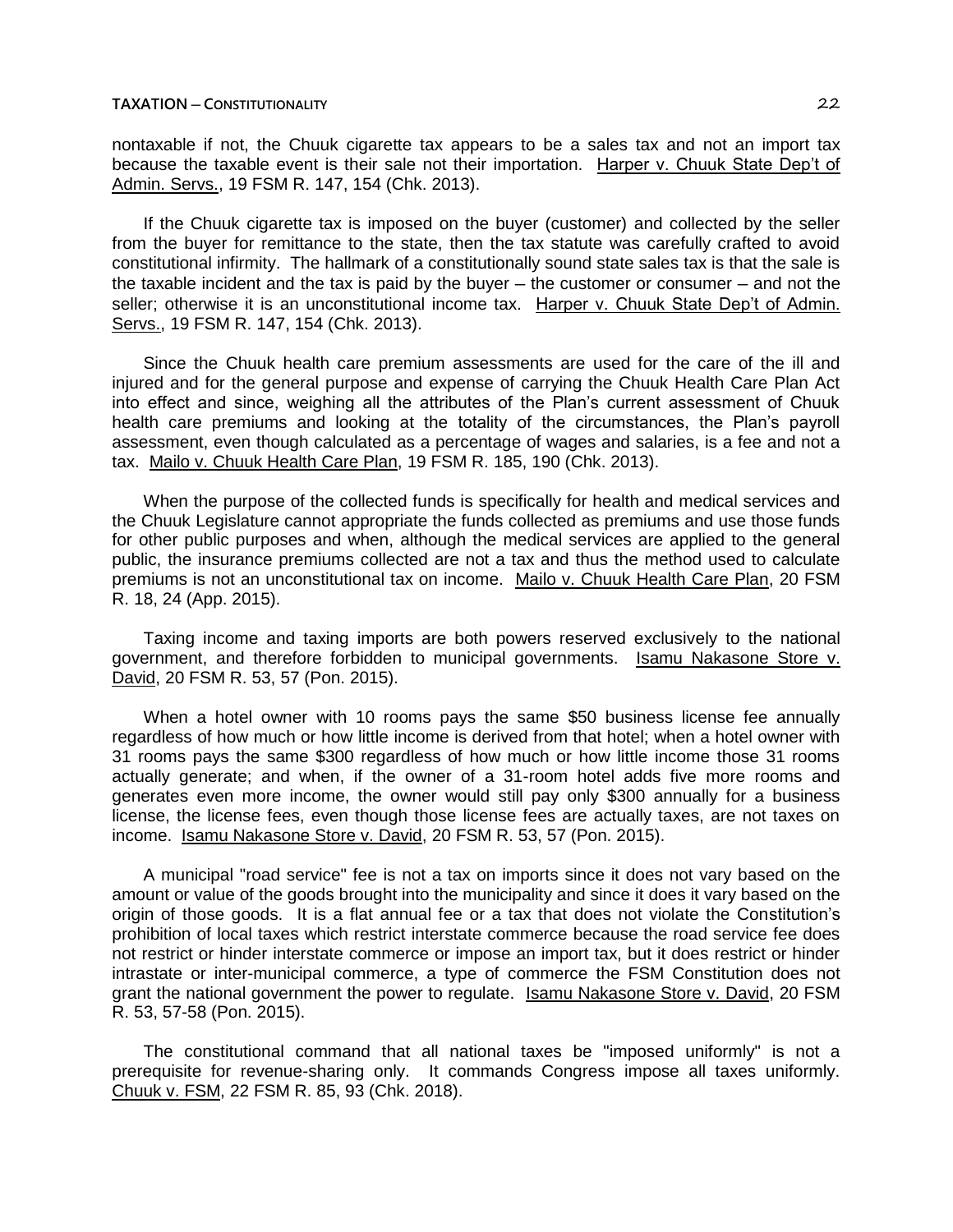nontaxable if not, the Chuuk cigarette tax appears to be a sales tax and not an import tax because the taxable event is their sale not their importation. Harper v. Chuuk State Dep't of Admin. Servs., 19 FSM R. 147, 154 (Chk. 2013).

If the Chuuk cigarette tax is imposed on the buyer (customer) and collected by the seller from the buyer for remittance to the state, then the tax statute was carefully crafted to avoid constitutional infirmity. The hallmark of a constitutionally sound state sales tax is that the sale is the taxable incident and the tax is paid by the buyer – the customer or consumer – and not the seller; otherwise it is an unconstitutional income tax. Harper v. Chuuk State Dep't of Admin. Servs., 19 FSM R. 147, 154 (Chk. 2013).

Since the Chuuk health care premium assessments are used for the care of the ill and injured and for the general purpose and expense of carrying the Chuuk Health Care Plan Act into effect and since, weighing all the attributes of the Plan's current assessment of Chuuk health care premiums and looking at the totality of the circumstances, the Plan's payroll assessment, even though calculated as a percentage of wages and salaries, is a fee and not a tax. Mailo v. Chuuk Health Care Plan, 19 FSM R. 185, 190 (Chk. 2013).

When the purpose of the collected funds is specifically for health and medical services and the Chuuk Legislature cannot appropriate the funds collected as premiums and use those funds for other public purposes and when, although the medical services are applied to the general public, the insurance premiums collected are not a tax and thus the method used to calculate premiums is not an unconstitutional tax on income. Mailo v. Chuuk Health Care Plan, 20 FSM R. 18, 24 (App. 2015).

Taxing income and taxing imports are both powers reserved exclusively to the national government, and therefore forbidden to municipal governments. Isamu Nakasone Store v. David, 20 FSM R. 53, 57 (Pon. 2015).

When a hotel owner with 10 rooms pays the same $50 business license fee annually regardless of how much or how little income is derived from that hotel; when a hotel owner with 31 rooms pays the same $300 regardless of how much or how little income those 31 rooms actually generate; and when, if the owner of a 31-room hotel adds five more rooms and generates even more income, the owner would still pay only $300 annually for a business license, the license fees, even though those license fees are actually taxes, are not taxes on income. Isamu Nakasone Store v. David, 20 FSM R. 53, 57 (Pon. 2015).

A municipal "road service" fee is not a tax on imports since it does not vary based on the amount or value of the goods brought into the municipality and since it does it vary based on the origin of those goods. It is a flat annual fee or a tax that does not violate the Constitution's prohibition of local taxes which restrict interstate commerce because the road service fee does not restrict or hinder interstate commerce or impose an import tax, but it does restrict or hinder intrastate or inter-municipal commerce, a type of commerce the FSM Constitution does not grant the national government the power to regulate. Isamu Nakasone Store v. David, 20 FSM R. 53, 57-58 (Pon. 2015).

The constitutional command that all national taxes be "imposed uniformly" is not a prerequisite for revenue-sharing only. It commands Congress impose all taxes uniformly. Chuuk v. FSM, 22 FSM R. 85, 93 (Chk. 2018).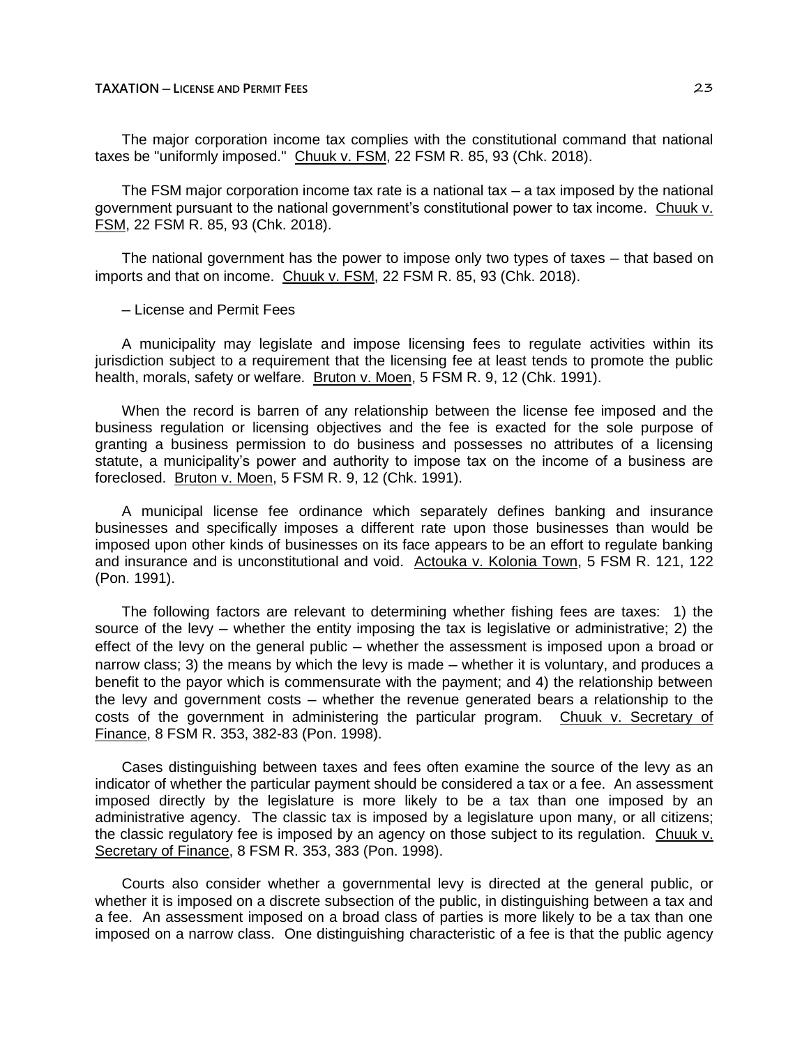The major corporation income tax complies with the constitutional command that national taxes be "uniformly imposed." Chuuk v. FSM, 22 FSM R. 85, 93 (Chk. 2018).

The FSM major corporation income tax rate is a national tax – a tax imposed by the national government pursuant to the national government's constitutional power to tax income. Chuuk v. FSM, 22 FSM R. 85, 93 (Chk. 2018).

The national government has the power to impose only two types of taxes – that based on imports and that on income. Chuuk v. FSM, 22 FSM R. 85, 93 (Chk. 2018).

– License and Permit Fees

A municipality may legislate and impose licensing fees to regulate activities within its jurisdiction subject to a requirement that the licensing fee at least tends to promote the public health, morals, safety or welfare. Bruton v. Moen, 5 FSM R. 9, 12 (Chk. 1991).

When the record is barren of any relationship between the license fee imposed and the business regulation or licensing objectives and the fee is exacted for the sole purpose of granting a business permission to do business and possesses no attributes of a licensing statute, a municipality's power and authority to impose tax on the income of a business are foreclosed. Bruton v. Moen, 5 FSM R. 9, 12 (Chk. 1991).

A municipal license fee ordinance which separately defines banking and insurance businesses and specifically imposes a different rate upon those businesses than would be imposed upon other kinds of businesses on its face appears to be an effort to regulate banking and insurance and is unconstitutional and void. Actouka v. Kolonia Town, 5 FSM R. 121, 122 (Pon. 1991).

The following factors are relevant to determining whether fishing fees are taxes: 1) the source of the levy – whether the entity imposing the tax is legislative or administrative; 2) the effect of the levy on the general public – whether the assessment is imposed upon a broad or narrow class; 3) the means by which the levy is made – whether it is voluntary, and produces a benefit to the payor which is commensurate with the payment; and 4) the relationship between the levy and government costs – whether the revenue generated bears a relationship to the costs of the government in administering the particular program. Chuuk v. Secretary of Finance, 8 FSM R. 353, 382-83 (Pon. 1998).

Cases distinguishing between taxes and fees often examine the source of the levy as an indicator of whether the particular payment should be considered a tax or a fee. An assessment imposed directly by the legislature is more likely to be a tax than one imposed by an administrative agency. The classic tax is imposed by a legislature upon many, or all citizens; the classic regulatory fee is imposed by an agency on those subject to its regulation. Chuuk v. Secretary of Finance, 8 FSM R. 353, 383 (Pon. 1998).

Courts also consider whether a governmental levy is directed at the general public, or whether it is imposed on a discrete subsection of the public, in distinguishing between a tax and a fee. An assessment imposed on a broad class of parties is more likely to be a tax than one imposed on a narrow class. One distinguishing characteristic of a fee is that the public agency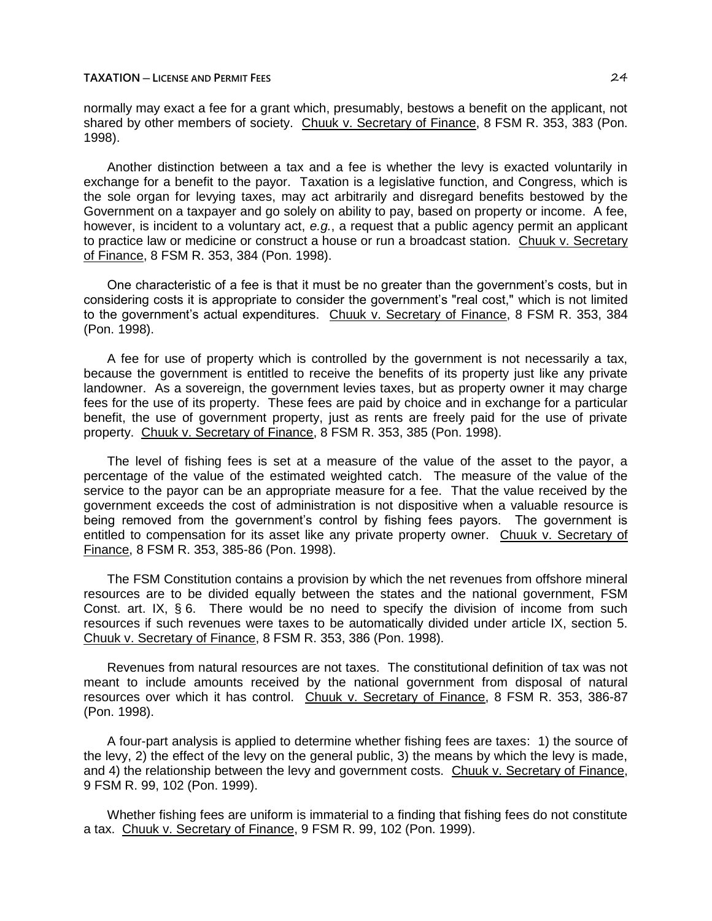normally may exact a fee for a grant which, presumably, bestows a benefit on the applicant, not shared by other members of society. Chuuk v. Secretary of Finance, 8 FSM R. 353, 383 (Pon. 1998).

Another distinction between a tax and a fee is whether the levy is exacted voluntarily in exchange for a benefit to the payor. Taxation is a legislative function, and Congress, which is the sole organ for levying taxes, may act arbitrarily and disregard benefits bestowed by the Government on a taxpayer and go solely on ability to pay, based on property or income. A fee, however, is incident to a voluntary act, *e.g.*, a request that a public agency permit an applicant to practice law or medicine or construct a house or run a broadcast station. Chuuk v. Secretary of Finance, 8 FSM R. 353, 384 (Pon. 1998).

One characteristic of a fee is that it must be no greater than the government's costs, but in considering costs it is appropriate to consider the government's "real cost," which is not limited to the government's actual expenditures. Chuuk v. Secretary of Finance, 8 FSM R. 353, 384 (Pon. 1998).

A fee for use of property which is controlled by the government is not necessarily a tax, because the government is entitled to receive the benefits of its property just like any private landowner. As a sovereign, the government levies taxes, but as property owner it may charge fees for the use of its property. These fees are paid by choice and in exchange for a particular benefit, the use of government property, just as rents are freely paid for the use of private property. Chuuk v. Secretary of Finance, 8 FSM R. 353, 385 (Pon. 1998).

The level of fishing fees is set at a measure of the value of the asset to the payor, a percentage of the value of the estimated weighted catch. The measure of the value of the service to the payor can be an appropriate measure for a fee. That the value received by the government exceeds the cost of administration is not dispositive when a valuable resource is being removed from the government's control by fishing fees payors. The government is entitled to compensation for its asset like any private property owner. Chuuk v. Secretary of Finance, 8 FSM R. 353, 385-86 (Pon. 1998).

The FSM Constitution contains a provision by which the net revenues from offshore mineral resources are to be divided equally between the states and the national government, FSM Const. art. IX, § 6. There would be no need to specify the division of income from such resources if such revenues were taxes to be automatically divided under article IX, section 5. Chuuk v. Secretary of Finance, 8 FSM R. 353, 386 (Pon. 1998).

Revenues from natural resources are not taxes. The constitutional definition of tax was not meant to include amounts received by the national government from disposal of natural resources over which it has control. Chuuk v. Secretary of Finance, 8 FSM R. 353, 386-87 (Pon. 1998).

A four-part analysis is applied to determine whether fishing fees are taxes: 1) the source of the levy, 2) the effect of the levy on the general public, 3) the means by which the levy is made, and 4) the relationship between the levy and government costs. Chuuk v. Secretary of Finance, 9 FSM R. 99, 102 (Pon. 1999).

Whether fishing fees are uniform is immaterial to a finding that fishing fees do not constitute a tax. Chuuk v. Secretary of Finance, 9 FSM R. 99, 102 (Pon. 1999).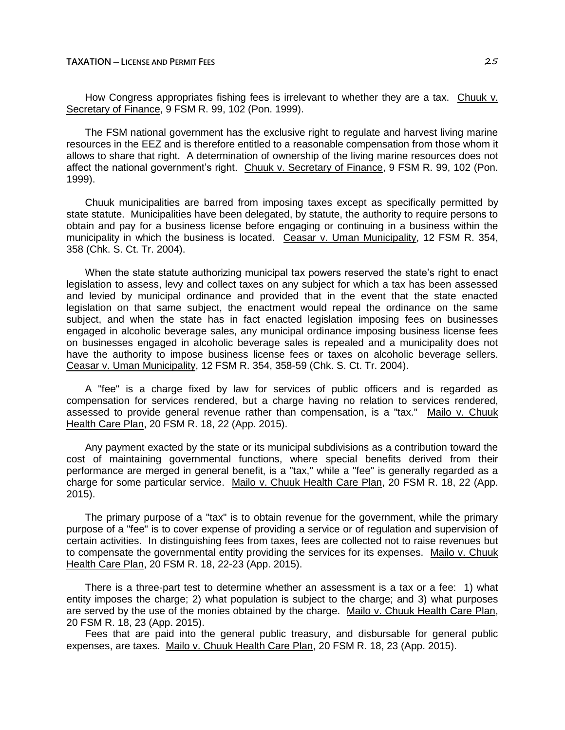How Congress appropriates fishing fees is irrelevant to whether they are a tax. Chuuk v. Secretary of Finance, 9 FSM R. 99, 102 (Pon. 1999).

The FSM national government has the exclusive right to regulate and harvest living marine resources in the EEZ and is therefore entitled to a reasonable compensation from those whom it allows to share that right. A determination of ownership of the living marine resources does not affect the national government's right. Chuuk v. Secretary of Finance, 9 FSM R. 99, 102 (Pon. 1999).

Chuuk municipalities are barred from imposing taxes except as specifically permitted by state statute. Municipalities have been delegated, by statute, the authority to require persons to obtain and pay for a business license before engaging or continuing in a business within the municipality in which the business is located. Ceasar v. Uman Municipality, 12 FSM R. 354, 358 (Chk. S. Ct. Tr. 2004).

When the state statute authorizing municipal tax powers reserved the state's right to enact legislation to assess, levy and collect taxes on any subject for which a tax has been assessed and levied by municipal ordinance and provided that in the event that the state enacted legislation on that same subject, the enactment would repeal the ordinance on the same subject, and when the state has in fact enacted legislation imposing fees on businesses engaged in alcoholic beverage sales, any municipal ordinance imposing business license fees on businesses engaged in alcoholic beverage sales is repealed and a municipality does not have the authority to impose business license fees or taxes on alcoholic beverage sellers. Ceasar v. Uman Municipality, 12 FSM R. 354, 358-59 (Chk. S. Ct. Tr. 2004).

A "fee" is a charge fixed by law for services of public officers and is regarded as compensation for services rendered, but a charge having no relation to services rendered, assessed to provide general revenue rather than compensation, is a "tax." Mailo v. Chuuk Health Care Plan, 20 FSM R. 18, 22 (App. 2015).

Any payment exacted by the state or its municipal subdivisions as a contribution toward the cost of maintaining governmental functions, where special benefits derived from their performance are merged in general benefit, is a "tax," while a "fee" is generally regarded as a charge for some particular service. Mailo v. Chuuk Health Care Plan, 20 FSM R. 18, 22 (App. 2015).

The primary purpose of a "tax" is to obtain revenue for the government, while the primary purpose of a "fee" is to cover expense of providing a service or of regulation and supervision of certain activities. In distinguishing fees from taxes, fees are collected not to raise revenues but to compensate the governmental entity providing the services for its expenses. Mailo v. Chuuk Health Care Plan, 20 FSM R. 18, 22-23 (App. 2015).

There is a three-part test to determine whether an assessment is a tax or a fee: 1) what entity imposes the charge; 2) what population is subject to the charge; and 3) what purposes are served by the use of the monies obtained by the charge. Mailo v. Chuuk Health Care Plan, 20 FSM R. 18, 23 (App. 2015).

Fees that are paid into the general public treasury, and disbursable for general public expenses, are taxes. Mailo v. Chuuk Health Care Plan, 20 FSM R. 18, 23 (App. 2015).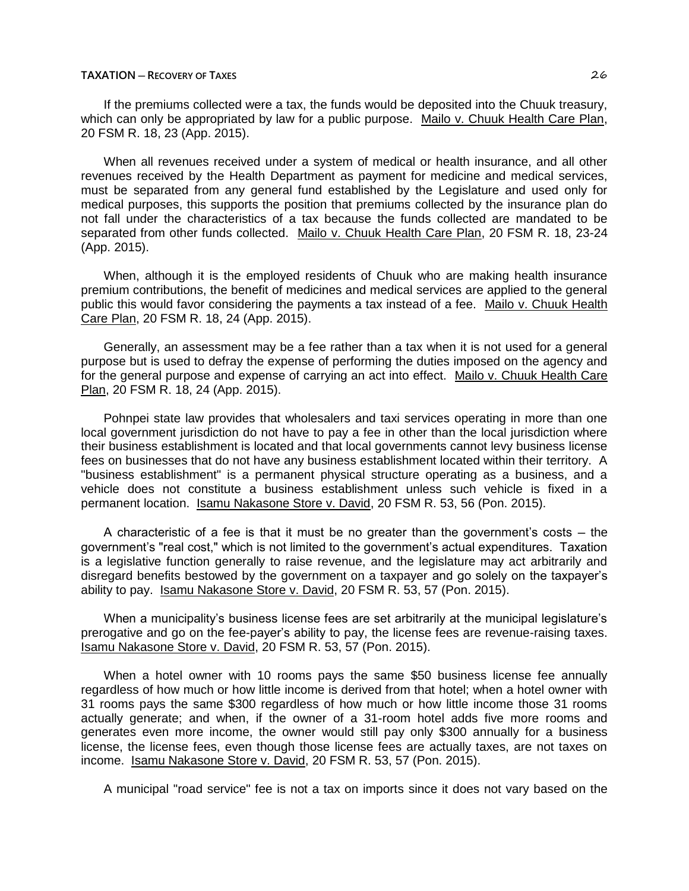If the premiums collected were a tax, the funds would be deposited into the Chuuk treasury, which can only be appropriated by law for a public purpose. Mailo v. Chuuk Health Care Plan, 20 FSM R. 18, 23 (App. 2015).

When all revenues received under a system of medical or health insurance, and all other revenues received by the Health Department as payment for medicine and medical services, must be separated from any general fund established by the Legislature and used only for medical purposes, this supports the position that premiums collected by the insurance plan do not fall under the characteristics of a tax because the funds collected are mandated to be separated from other funds collected. Mailo v. Chuuk Health Care Plan, 20 FSM R. 18, 23-24 (App. 2015).

When, although it is the employed residents of Chuuk who are making health insurance premium contributions, the benefit of medicines and medical services are applied to the general public this would favor considering the payments a tax instead of a fee. Mailo v. Chuuk Health Care Plan, 20 FSM R. 18, 24 (App. 2015).

Generally, an assessment may be a fee rather than a tax when it is not used for a general purpose but is used to defray the expense of performing the duties imposed on the agency and for the general purpose and expense of carrying an act into effect. Mailo v. Chuuk Health Care Plan, 20 FSM R. 18, 24 (App. 2015).

Pohnpei state law provides that wholesalers and taxi services operating in more than one local government jurisdiction do not have to pay a fee in other than the local jurisdiction where their business establishment is located and that local governments cannot levy business license fees on businesses that do not have any business establishment located within their territory. A "business establishment" is a permanent physical structure operating as a business, and a vehicle does not constitute a business establishment unless such vehicle is fixed in a permanent location. Isamu Nakasone Store v. David, 20 FSM R. 53, 56 (Pon. 2015).

A characteristic of a fee is that it must be no greater than the government's costs – the government's "real cost," which is not limited to the government's actual expenditures. Taxation is a legislative function generally to raise revenue, and the legislature may act arbitrarily and disregard benefits bestowed by the government on a taxpayer and go solely on the taxpayer's ability to pay. Isamu Nakasone Store v. David, 20 FSM R. 53, 57 (Pon. 2015).

When a municipality's business license fees are set arbitrarily at the municipal legislature's prerogative and go on the fee-payer's ability to pay, the license fees are revenue-raising taxes. Isamu Nakasone Store v. David, 20 FSM R. 53, 57 (Pon. 2015).

When a hotel owner with 10 rooms pays the same $50 business license fee annually regardless of how much or how little income is derived from that hotel; when a hotel owner with 31 rooms pays the same $300 regardless of how much or how little income those 31 rooms actually generate; and when, if the owner of a 31-room hotel adds five more rooms and generates even more income, the owner would still pay only $300 annually for a business license, the license fees, even though those license fees are actually taxes, are not taxes on income. Isamu Nakasone Store v. David, 20 FSM R. 53, 57 (Pon. 2015).

A municipal "road service" fee is not a tax on imports since it does not vary based on the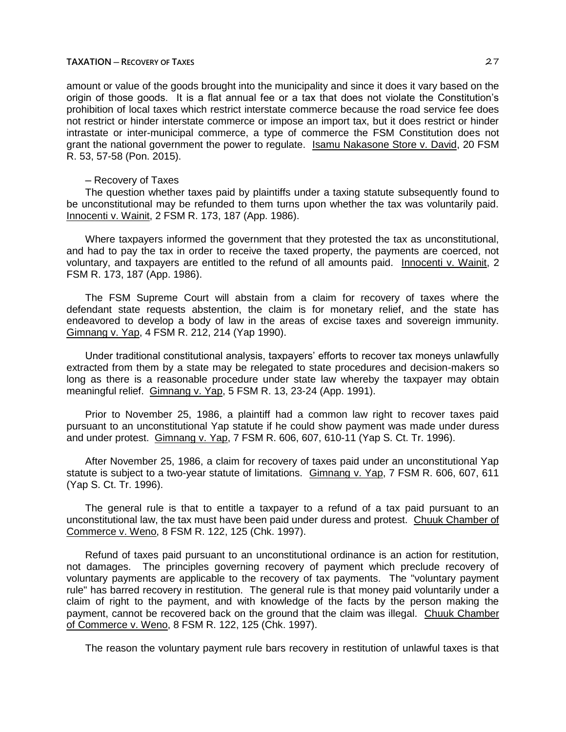amount or value of the goods brought into the municipality and since it does it vary based on the origin of those goods. It is a flat annual fee or a tax that does not violate the Constitution's prohibition of local taxes which restrict interstate commerce because the road service fee does not restrict or hinder interstate commerce or impose an import tax, but it does restrict or hinder intrastate or inter-municipal commerce, a type of commerce the FSM Constitution does not grant the national government the power to regulate. Isamu Nakasone Store v. David, 20 FSM R. 53, 57-58 (Pon. 2015).

– Recovery of Taxes

The question whether taxes paid by plaintiffs under a taxing statute subsequently found to be unconstitutional may be refunded to them turns upon whether the tax was voluntarily paid. Innocenti v. Wainit, 2 FSM R. 173, 187 (App. 1986).

Where taxpayers informed the government that they protested the tax as unconstitutional, and had to pay the tax in order to receive the taxed property, the payments are coerced, not voluntary, and taxpayers are entitled to the refund of all amounts paid. Innocenti v. Wainit, 2 FSM R. 173, 187 (App. 1986).

The FSM Supreme Court will abstain from a claim for recovery of taxes where the defendant state requests abstention, the claim is for monetary relief, and the state has endeavored to develop a body of law in the areas of excise taxes and sovereign immunity. Gimnang v. Yap, 4 FSM R. 212, 214 (Yap 1990).

Under traditional constitutional analysis, taxpayers' efforts to recover tax moneys unlawfully extracted from them by a state may be relegated to state procedures and decision-makers so long as there is a reasonable procedure under state law whereby the taxpayer may obtain meaningful relief. Gimnang v. Yap, 5 FSM R. 13, 23-24 (App. 1991).

Prior to November 25, 1986, a plaintiff had a common law right to recover taxes paid pursuant to an unconstitutional Yap statute if he could show payment was made under duress and under protest. Gimnang v. Yap, 7 FSM R. 606, 607, 610-11 (Yap S. Ct. Tr. 1996).

After November 25, 1986, a claim for recovery of taxes paid under an unconstitutional Yap statute is subject to a two-year statute of limitations. Gimnang v. Yap, 7 FSM R. 606, 607, 611 (Yap S. Ct. Tr. 1996).

The general rule is that to entitle a taxpayer to a refund of a tax paid pursuant to an unconstitutional law, the tax must have been paid under duress and protest. Chuuk Chamber of Commerce v. Weno, 8 FSM R. 122, 125 (Chk. 1997).

Refund of taxes paid pursuant to an unconstitutional ordinance is an action for restitution, not damages. The principles governing recovery of payment which preclude recovery of voluntary payments are applicable to the recovery of tax payments. The "voluntary payment rule" has barred recovery in restitution. The general rule is that money paid voluntarily under a claim of right to the payment, and with knowledge of the facts by the person making the payment, cannot be recovered back on the ground that the claim was illegal. Chuuk Chamber of Commerce v. Weno, 8 FSM R. 122, 125 (Chk. 1997).

The reason the voluntary payment rule bars recovery in restitution of unlawful taxes is that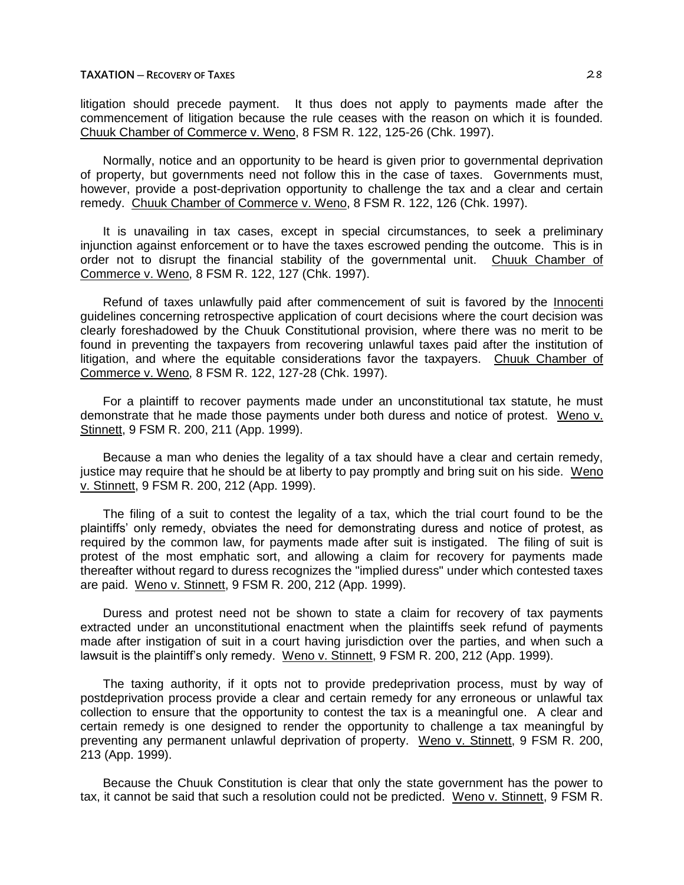litigation should precede payment. It thus does not apply to payments made after the commencement of litigation because the rule ceases with the reason on which it is founded. Chuuk Chamber of Commerce v. Weno, 8 FSM R. 122, 125-26 (Chk. 1997).

Normally, notice and an opportunity to be heard is given prior to governmental deprivation of property, but governments need not follow this in the case of taxes. Governments must, however, provide a post-deprivation opportunity to challenge the tax and a clear and certain remedy. Chuuk Chamber of Commerce v. Weno, 8 FSM R. 122, 126 (Chk. 1997).

It is unavailing in tax cases, except in special circumstances, to seek a preliminary injunction against enforcement or to have the taxes escrowed pending the outcome. This is in order not to disrupt the financial stability of the governmental unit. Chuuk Chamber of Commerce v. Weno, 8 FSM R. 122, 127 (Chk. 1997).

Refund of taxes unlawfully paid after commencement of suit is favored by the Innocenti guidelines concerning retrospective application of court decisions where the court decision was clearly foreshadowed by the Chuuk Constitutional provision, where there was no merit to be found in preventing the taxpayers from recovering unlawful taxes paid after the institution of litigation, and where the equitable considerations favor the taxpayers. Chuuk Chamber of Commerce v. Weno, 8 FSM R. 122, 127-28 (Chk. 1997).

For a plaintiff to recover payments made under an unconstitutional tax statute, he must demonstrate that he made those payments under both duress and notice of protest. Weno v. Stinnett, 9 FSM R. 200, 211 (App. 1999).

Because a man who denies the legality of a tax should have a clear and certain remedy, justice may require that he should be at liberty to pay promptly and bring suit on his side. Weno v. Stinnett, 9 FSM R. 200, 212 (App. 1999).

The filing of a suit to contest the legality of a tax, which the trial court found to be the plaintiffs' only remedy, obviates the need for demonstrating duress and notice of protest, as required by the common law, for payments made after suit is instigated. The filing of suit is protest of the most emphatic sort, and allowing a claim for recovery for payments made thereafter without regard to duress recognizes the "implied duress" under which contested taxes are paid. Weno v. Stinnett, 9 FSM R. 200, 212 (App. 1999).

Duress and protest need not be shown to state a claim for recovery of tax payments extracted under an unconstitutional enactment when the plaintiffs seek refund of payments made after instigation of suit in a court having jurisdiction over the parties, and when such a lawsuit is the plaintiff's only remedy. Weno v. Stinnett, 9 FSM R. 200, 212 (App. 1999).

The taxing authority, if it opts not to provide predeprivation process, must by way of postdeprivation process provide a clear and certain remedy for any erroneous or unlawful tax collection to ensure that the opportunity to contest the tax is a meaningful one. A clear and certain remedy is one designed to render the opportunity to challenge a tax meaningful by preventing any permanent unlawful deprivation of property. Weno v. Stinnett, 9 FSM R. 200, 213 (App. 1999).

Because the Chuuk Constitution is clear that only the state government has the power to tax, it cannot be said that such a resolution could not be predicted. Weno v. Stinnett, 9 FSM R.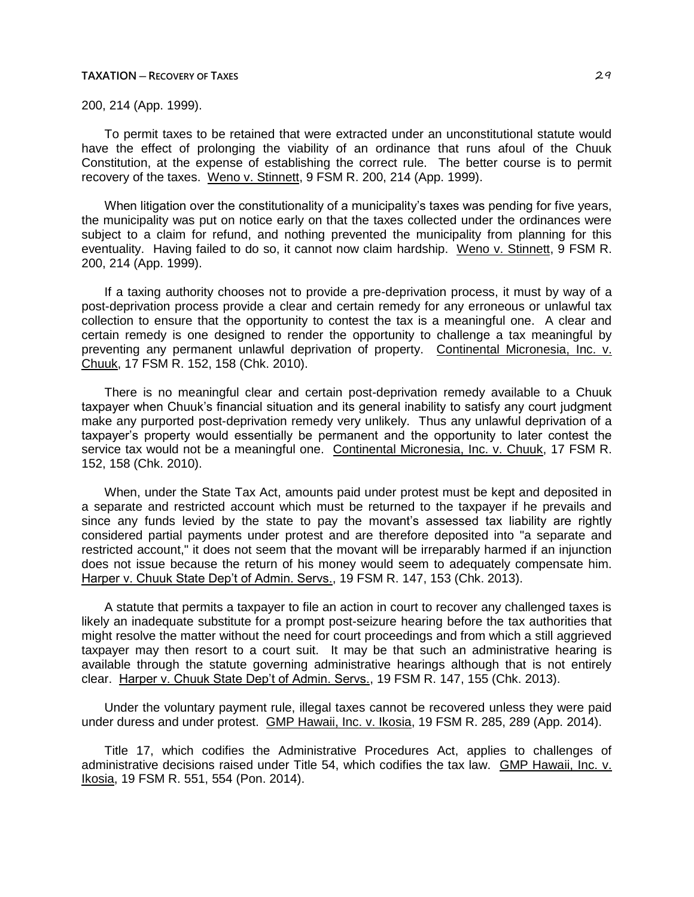200, 214 (App. 1999).

To permit taxes to be retained that were extracted under an unconstitutional statute would have the effect of prolonging the viability of an ordinance that runs afoul of the Chuuk Constitution, at the expense of establishing the correct rule. The better course is to permit recovery of the taxes. Weno v. Stinnett, 9 FSM R. 200, 214 (App. 1999).

When litigation over the constitutionality of a municipality's taxes was pending for five years, the municipality was put on notice early on that the taxes collected under the ordinances were subject to a claim for refund, and nothing prevented the municipality from planning for this eventuality. Having failed to do so, it cannot now claim hardship. Weno v. Stinnett, 9 FSM R. 200, 214 (App. 1999).

If a taxing authority chooses not to provide a pre-deprivation process, it must by way of a post-deprivation process provide a clear and certain remedy for any erroneous or unlawful tax collection to ensure that the opportunity to contest the tax is a meaningful one. A clear and certain remedy is one designed to render the opportunity to challenge a tax meaningful by preventing any permanent unlawful deprivation of property. Continental Micronesia, Inc. v. Chuuk, 17 FSM R. 152, 158 (Chk. 2010).

There is no meaningful clear and certain post-deprivation remedy available to a Chuuk taxpayer when Chuuk's financial situation and its general inability to satisfy any court judgment make any purported post-deprivation remedy very unlikely. Thus any unlawful deprivation of a taxpayer's property would essentially be permanent and the opportunity to later contest the service tax would not be a meaningful one. Continental Micronesia, Inc. v. Chuuk, 17 FSM R. 152, 158 (Chk. 2010).

When, under the State Tax Act, amounts paid under protest must be kept and deposited in a separate and restricted account which must be returned to the taxpayer if he prevails and since any funds levied by the state to pay the movant's assessed tax liability are rightly considered partial payments under protest and are therefore deposited into "a separate and restricted account," it does not seem that the movant will be irreparably harmed if an injunction does not issue because the return of his money would seem to adequately compensate him. Harper v. Chuuk State Dep't of Admin. Servs., 19 FSM R. 147, 153 (Chk. 2013).

A statute that permits a taxpayer to file an action in court to recover any challenged taxes is likely an inadequate substitute for a prompt post-seizure hearing before the tax authorities that might resolve the matter without the need for court proceedings and from which a still aggrieved taxpayer may then resort to a court suit. It may be that such an administrative hearing is available through the statute governing administrative hearings although that is not entirely clear. Harper v. Chuuk State Dep't of Admin. Servs., 19 FSM R. 147, 155 (Chk. 2013).

Under the voluntary payment rule, illegal taxes cannot be recovered unless they were paid under duress and under protest. GMP Hawaii, Inc. v. Ikosia, 19 FSM R. 285, 289 (App. 2014).

Title 17, which codifies the Administrative Procedures Act, applies to challenges of administrative decisions raised under Title 54, which codifies the tax law. GMP Hawaii, Inc. v. Ikosia, 19 FSM R. 551, 554 (Pon. 2014).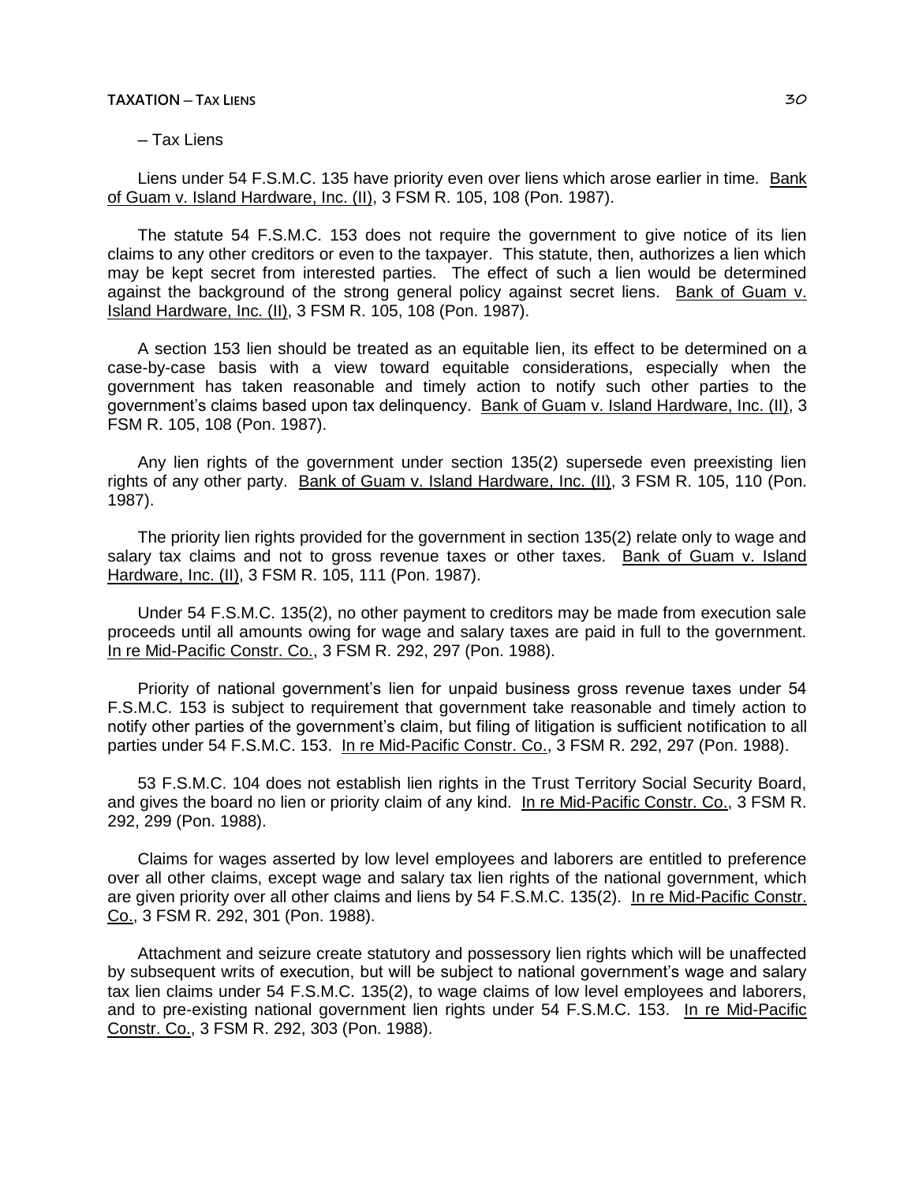– Tax Liens

Liens under 54 F.S.M.C. 135 have priority even over liens which arose earlier in time. Bank of Guam v. Island Hardware, Inc. (II), 3 FSM R. 105, 108 (Pon. 1987).

The statute 54 F.S.M.C. 153 does not require the government to give notice of its lien claims to any other creditors or even to the taxpayer. This statute, then, authorizes a lien which may be kept secret from interested parties. The effect of such a lien would be determined against the background of the strong general policy against secret liens. Bank of Guam v. Island Hardware, Inc. (II), 3 FSM R. 105, 108 (Pon. 1987).

A section 153 lien should be treated as an equitable lien, its effect to be determined on a case-by-case basis with a view toward equitable considerations, especially when the government has taken reasonable and timely action to notify such other parties to the government's claims based upon tax delinquency. Bank of Guam v. Island Hardware, Inc. (II), 3 FSM R. 105, 108 (Pon. 1987).

Any lien rights of the government under section 135(2) supersede even preexisting lien rights of any other party. Bank of Guam v. Island Hardware, Inc. (II), 3 FSM R. 105, 110 (Pon. 1987).

The priority lien rights provided for the government in section 135(2) relate only to wage and salary tax claims and not to gross revenue taxes or other taxes. Bank of Guam v. Island Hardware, Inc. (II), 3 FSM R. 105, 111 (Pon. 1987).

Under 54 F.S.M.C. 135(2), no other payment to creditors may be made from execution sale proceeds until all amounts owing for wage and salary taxes are paid in full to the government. In re Mid-Pacific Constr. Co., 3 FSM R. 292, 297 (Pon. 1988).

Priority of national government's lien for unpaid business gross revenue taxes under 54 F.S.M.C. 153 is subject to requirement that government take reasonable and timely action to notify other parties of the government's claim, but filing of litigation is sufficient notification to all parties under 54 F.S.M.C. 153. In re Mid-Pacific Constr. Co., 3 FSM R. 292, 297 (Pon. 1988).

53 F.S.M.C. 104 does not establish lien rights in the Trust Territory Social Security Board, and gives the board no lien or priority claim of any kind. In re Mid-Pacific Constr. Co., 3 FSM R. 292, 299 (Pon. 1988).

Claims for wages asserted by low level employees and laborers are entitled to preference over all other claims, except wage and salary tax lien rights of the national government, which are given priority over all other claims and liens by 54 F.S.M.C. 135(2). In re Mid-Pacific Constr. Co., 3 FSM R. 292, 301 (Pon. 1988).

Attachment and seizure create statutory and possessory lien rights which will be unaffected by subsequent writs of execution, but will be subject to national government's wage and salary tax lien claims under 54 F.S.M.C. 135(2), to wage claims of low level employees and laborers, and to pre-existing national government lien rights under 54 F.S.M.C. 153. In re Mid-Pacific Constr. Co., 3 FSM R. 292, 303 (Pon. 1988).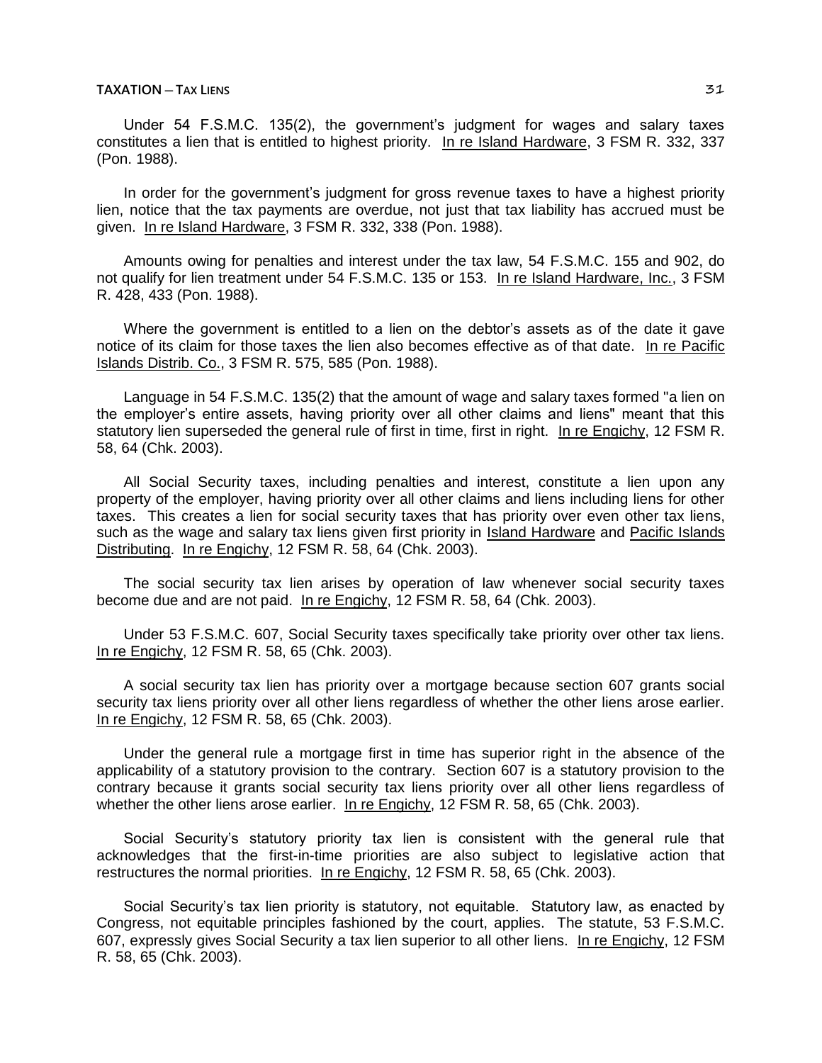Under 54 F.S.M.C. 135(2), the government's judgment for wages and salary taxes constitutes a lien that is entitled to highest priority. In re Island Hardware, 3 FSM R. 332, 337 (Pon. 1988).

In order for the government's judgment for gross revenue taxes to have a highest priority lien, notice that the tax payments are overdue, not just that tax liability has accrued must be given. In re Island Hardware, 3 FSM R. 332, 338 (Pon. 1988).

Amounts owing for penalties and interest under the tax law, 54 F.S.M.C. 155 and 902, do not qualify for lien treatment under 54 F.S.M.C. 135 or 153. In re Island Hardware, Inc., 3 FSM R. 428, 433 (Pon. 1988).

Where the government is entitled to a lien on the debtor's assets as of the date it gave notice of its claim for those taxes the lien also becomes effective as of that date. In re Pacific Islands Distrib. Co., 3 FSM R. 575, 585 (Pon. 1988).

Language in 54 F.S.M.C. 135(2) that the amount of wage and salary taxes formed "a lien on the employer's entire assets, having priority over all other claims and liens" meant that this statutory lien superseded the general rule of first in time, first in right. In re Engichy, 12 FSM R. 58, 64 (Chk. 2003).

All Social Security taxes, including penalties and interest, constitute a lien upon any property of the employer, having priority over all other claims and liens including liens for other taxes. This creates a lien for social security taxes that has priority over even other tax liens, such as the wage and salary tax liens given first priority in Island Hardware and Pacific Islands Distributing. In re Engichy, 12 FSM R. 58, 64 (Chk. 2003).

The social security tax lien arises by operation of law whenever social security taxes become due and are not paid. In re Engichy, 12 FSM R. 58, 64 (Chk. 2003).

Under 53 F.S.M.C. 607, Social Security taxes specifically take priority over other tax liens. In re Engichy, 12 FSM R. 58, 65 (Chk. 2003).

A social security tax lien has priority over a mortgage because section 607 grants social security tax liens priority over all other liens regardless of whether the other liens arose earlier. In re Engichy, 12 FSM R. 58, 65 (Chk. 2003).

Under the general rule a mortgage first in time has superior right in the absence of the applicability of a statutory provision to the contrary. Section 607 is a statutory provision to the contrary because it grants social security tax liens priority over all other liens regardless of whether the other liens arose earlier. In re Engichy, 12 FSM R. 58, 65 (Chk. 2003).

Social Security's statutory priority tax lien is consistent with the general rule that acknowledges that the first-in-time priorities are also subject to legislative action that restructures the normal priorities. In re Engichy, 12 FSM R. 58, 65 (Chk. 2003).

Social Security's tax lien priority is statutory, not equitable. Statutory law, as enacted by Congress, not equitable principles fashioned by the court, applies. The statute, 53 F.S.M.C. 607, expressly gives Social Security a tax lien superior to all other liens. In re Engichy, 12 FSM R. 58, 65 (Chk. 2003).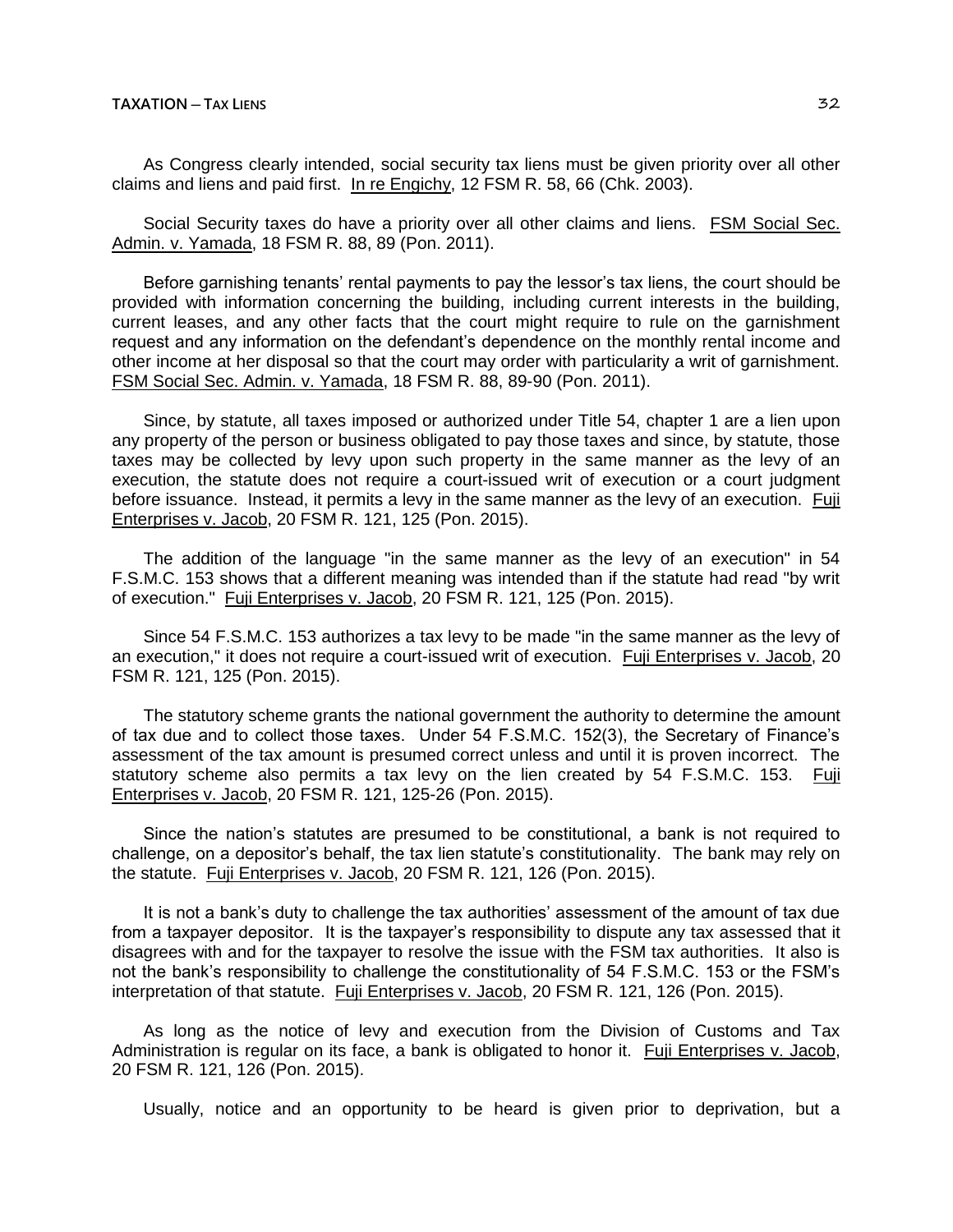As Congress clearly intended, social security tax liens must be given priority over all other claims and liens and paid first. In re Engichy, 12 FSM R. 58, 66 (Chk. 2003).

Social Security taxes do have a priority over all other claims and liens. FSM Social Sec. Admin. v. Yamada, 18 FSM R. 88, 89 (Pon. 2011).

Before garnishing tenants' rental payments to pay the lessor's tax liens, the court should be provided with information concerning the building, including current interests in the building, current leases, and any other facts that the court might require to rule on the garnishment request and any information on the defendant's dependence on the monthly rental income and other income at her disposal so that the court may order with particularity a writ of garnishment. FSM Social Sec. Admin. v. Yamada, 18 FSM R. 88, 89-90 (Pon. 2011).

Since, by statute, all taxes imposed or authorized under Title 54, chapter 1 are a lien upon any property of the person or business obligated to pay those taxes and since, by statute, those taxes may be collected by levy upon such property in the same manner as the levy of an execution, the statute does not require a court-issued writ of execution or a court judgment before issuance. Instead, it permits a levy in the same manner as the levy of an execution. Fuji Enterprises v. Jacob, 20 FSM R. 121, 125 (Pon. 2015).

The addition of the language "in the same manner as the levy of an execution" in 54 F.S.M.C. 153 shows that a different meaning was intended than if the statute had read "by writ of execution." Fuji Enterprises v. Jacob, 20 FSM R. 121, 125 (Pon. 2015).

Since 54 F.S.M.C. 153 authorizes a tax levy to be made "in the same manner as the levy of an execution," it does not require a court-issued writ of execution. Fuji Enterprises v. Jacob, 20 FSM R. 121, 125 (Pon. 2015).

The statutory scheme grants the national government the authority to determine the amount of tax due and to collect those taxes. Under 54 F.S.M.C. 152(3), the Secretary of Finance's assessment of the tax amount is presumed correct unless and until it is proven incorrect. The statutory scheme also permits a tax levy on the lien created by 54 F.S.M.C. 153. Fuji Enterprises v. Jacob, 20 FSM R. 121, 125-26 (Pon. 2015).

Since the nation's statutes are presumed to be constitutional, a bank is not required to challenge, on a depositor's behalf, the tax lien statute's constitutionality. The bank may rely on the statute. Fuji Enterprises v. Jacob, 20 FSM R. 121, 126 (Pon. 2015).

It is not a bank's duty to challenge the tax authorities' assessment of the amount of tax due from a taxpayer depositor. It is the taxpayer's responsibility to dispute any tax assessed that it disagrees with and for the taxpayer to resolve the issue with the FSM tax authorities. It also is not the bank's responsibility to challenge the constitutionality of 54 F.S.M.C. 153 or the FSM's interpretation of that statute. Fuji Enterprises v. Jacob, 20 FSM R. 121, 126 (Pon. 2015).

As long as the notice of levy and execution from the Division of Customs and Tax Administration is regular on its face, a bank is obligated to honor it. Fuji Enterprises v. Jacob, 20 FSM R. 121, 126 (Pon. 2015).

Usually, notice and an opportunity to be heard is given prior to deprivation, but a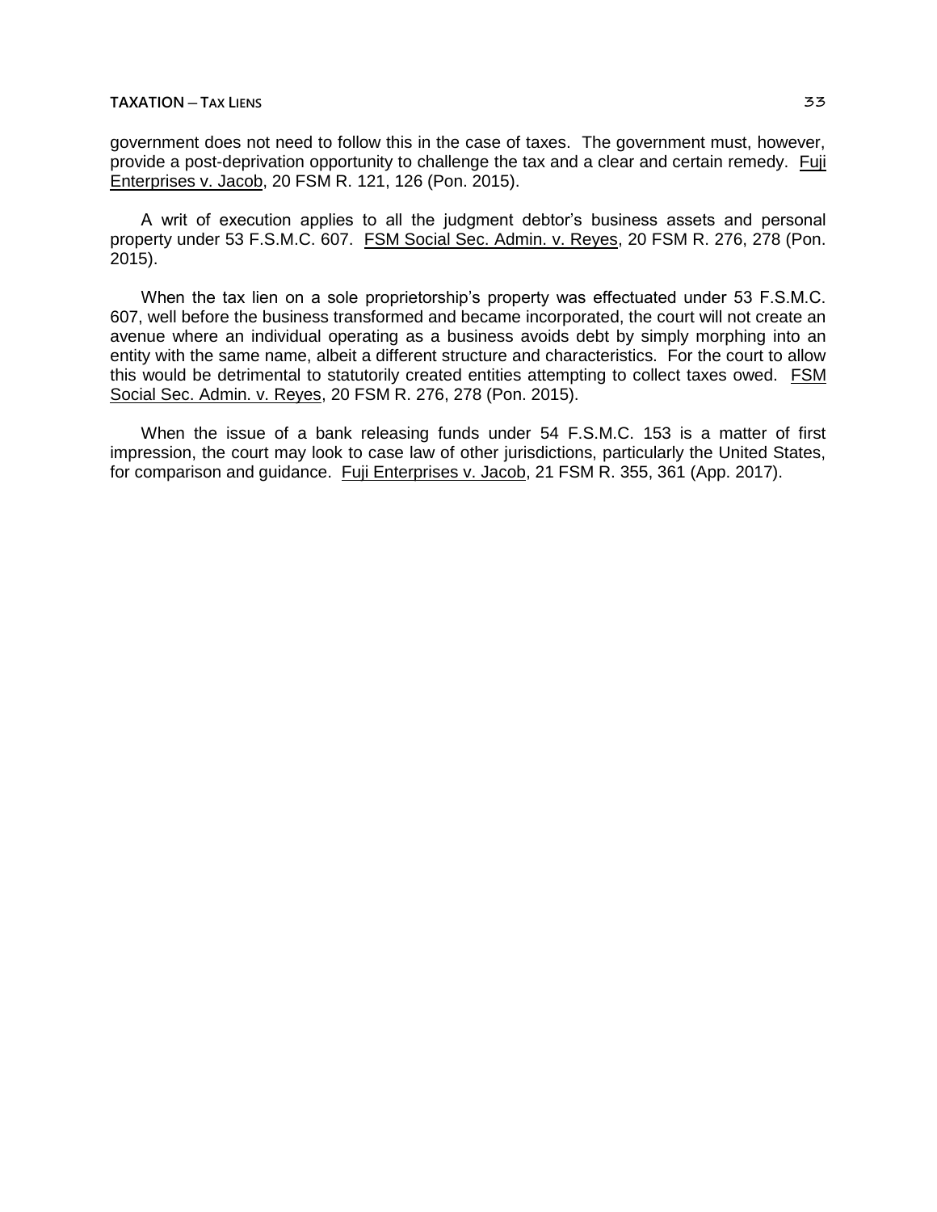government does not need to follow this in the case of taxes. The government must, however, provide a post-deprivation opportunity to challenge the tax and a clear and certain remedy. Fuji Enterprises v. Jacob, 20 FSM R. 121, 126 (Pon. 2015).

A writ of execution applies to all the judgment debtor's business assets and personal property under 53 F.S.M.C. 607. FSM Social Sec. Admin. v. Reyes, 20 FSM R. 276, 278 (Pon. 2015).

When the tax lien on a sole proprietorship's property was effectuated under 53 F.S.M.C. 607, well before the business transformed and became incorporated, the court will not create an avenue where an individual operating as a business avoids debt by simply morphing into an entity with the same name, albeit a different structure and characteristics. For the court to allow this would be detrimental to statutorily created entities attempting to collect taxes owed. FSM Social Sec. Admin. v. Reyes, 20 FSM R. 276, 278 (Pon. 2015).

When the issue of a bank releasing funds under 54 F.S.M.C. 153 is a matter of first impression, the court may look to case law of other jurisdictions, particularly the United States, for comparison and guidance. Fuji Enterprises v. Jacob, 21 FSM R. 355, 361 (App. 2017).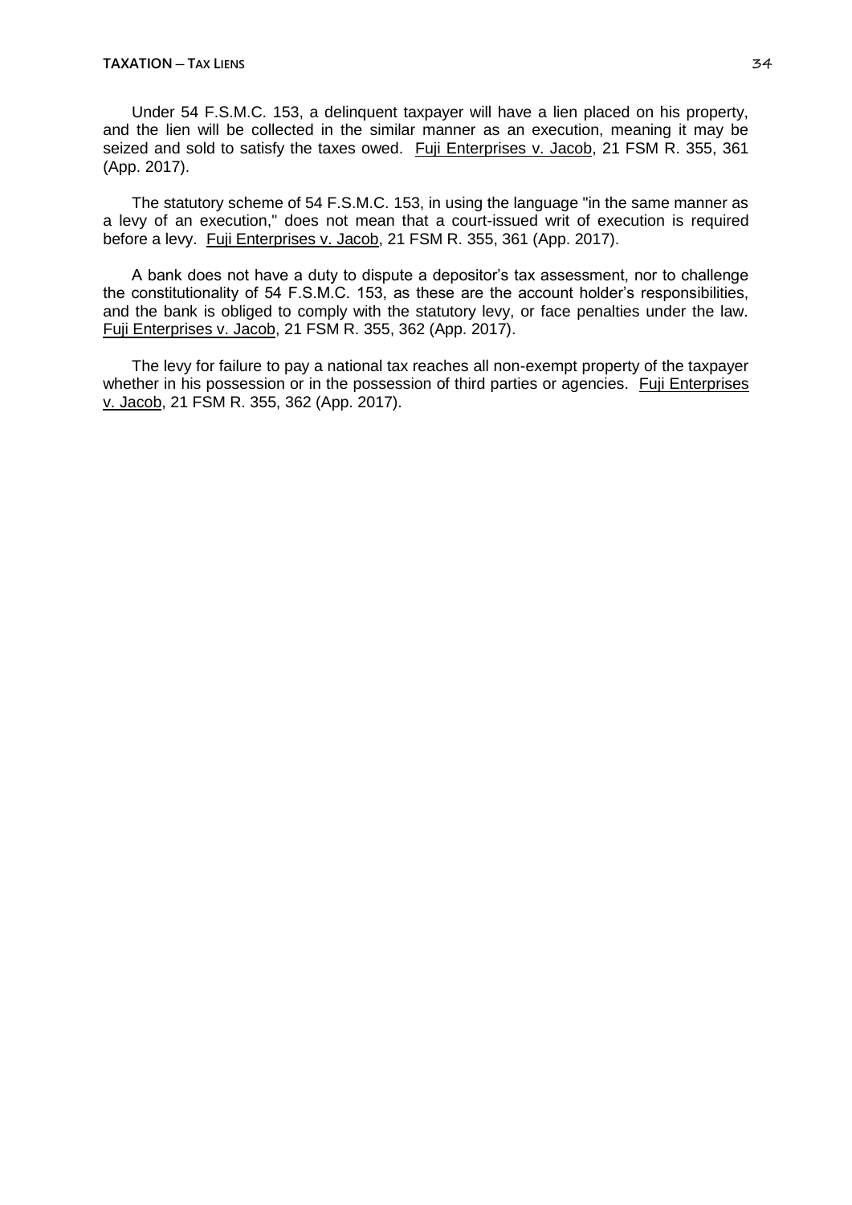Under 54 F.S.M.C. 153, a delinquent taxpayer will have a lien placed on his property, and the lien will be collected in the similar manner as an execution, meaning it may be seized and sold to satisfy the taxes owed. Fuji Enterprises v. Jacob, 21 FSM R. 355, 361 (App. 2017).

The statutory scheme of 54 F.S.M.C. 153, in using the language "in the same manner as a levy of an execution," does not mean that a court-issued writ of execution is required before a levy. Fuji Enterprises v. Jacob, 21 FSM R. 355, 361 (App. 2017).

A bank does not have a duty to dispute a depositor's tax assessment, nor to challenge the constitutionality of 54 F.S.M.C. 153, as these are the account holder's responsibilities, and the bank is obliged to comply with the statutory levy, or face penalties under the law. Fuji Enterprises v. Jacob, 21 FSM R. 355, 362 (App. 2017).

The levy for failure to pay a national tax reaches all non-exempt property of the taxpayer whether in his possession or in the possession of third parties or agencies. Fuji Enterprises v. Jacob, 21 FSM R. 355, 362 (App. 2017).